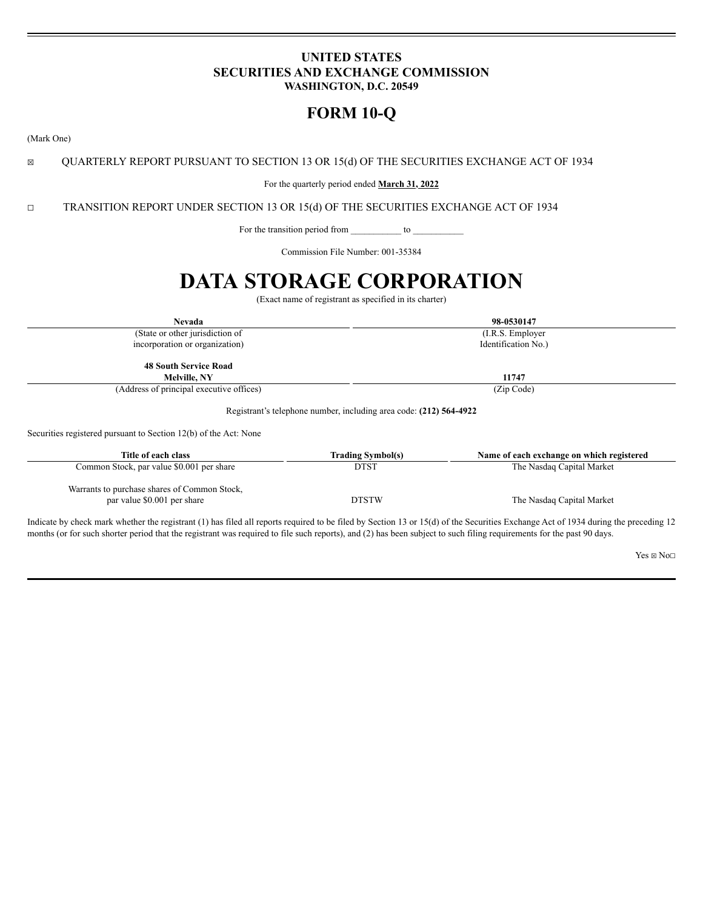**UNITED STATES**
**SECURITIES AND EXCHANGE COMMISSION**
**WASHINGTON, D.C. 20549**

# FORM 10-Q

(Mark One)

☒ QUARTERLY REPORT PURSUANT TO SECTION 13 OR 15(d) OF THE SECURITIES EXCHANGE ACT OF 1934

For the quarterly period ended **March 31, 2022**

☐ TRANSITION REPORT UNDER SECTION 13 OR 15(d) OF THE SECURITIES EXCHANGE ACT OF 1934

For the transition period from __________ to __________

Commission File Number: 001-35384

# DATA STORAGE CORPORATION

(Exact name of registrant as specified in its charter)

| **Nevada** | **98-0530147** |
|---|---|
| (State or other jurisdiction of incorporation or organization) | (I.R.S. Employer Identification No.) |
| **48 South Service Road Melville, NY** | **11747** |
| (Address of principal executive offices) | (Zip Code) |

Registrant's telephone number, including area code: **(212) 564-4922**

Securities registered pursuant to Section 12(b) of the Act: None

| Title of each class | Trading Symbol(s) | Name of each exchange on which registered |
|---|---|---|
| Common Stock, par value $0.001 per share | DTST | The Nasdaq Capital Market |
| Warrants to purchase shares of Common Stock, par value $0.001 per share | DTSTW | The Nasdaq Capital Market |

Indicate by check mark whether the registrant (1) has filed all reports required to be filed by Section 13 or 15(d) of the Securities Exchange Act of 1934 during the preceding 12 months (or for such shorter period that the registrant was required to file such reports), and (2) has been subject to such filing requirements for the past 90 days.

Yes ☒ No☐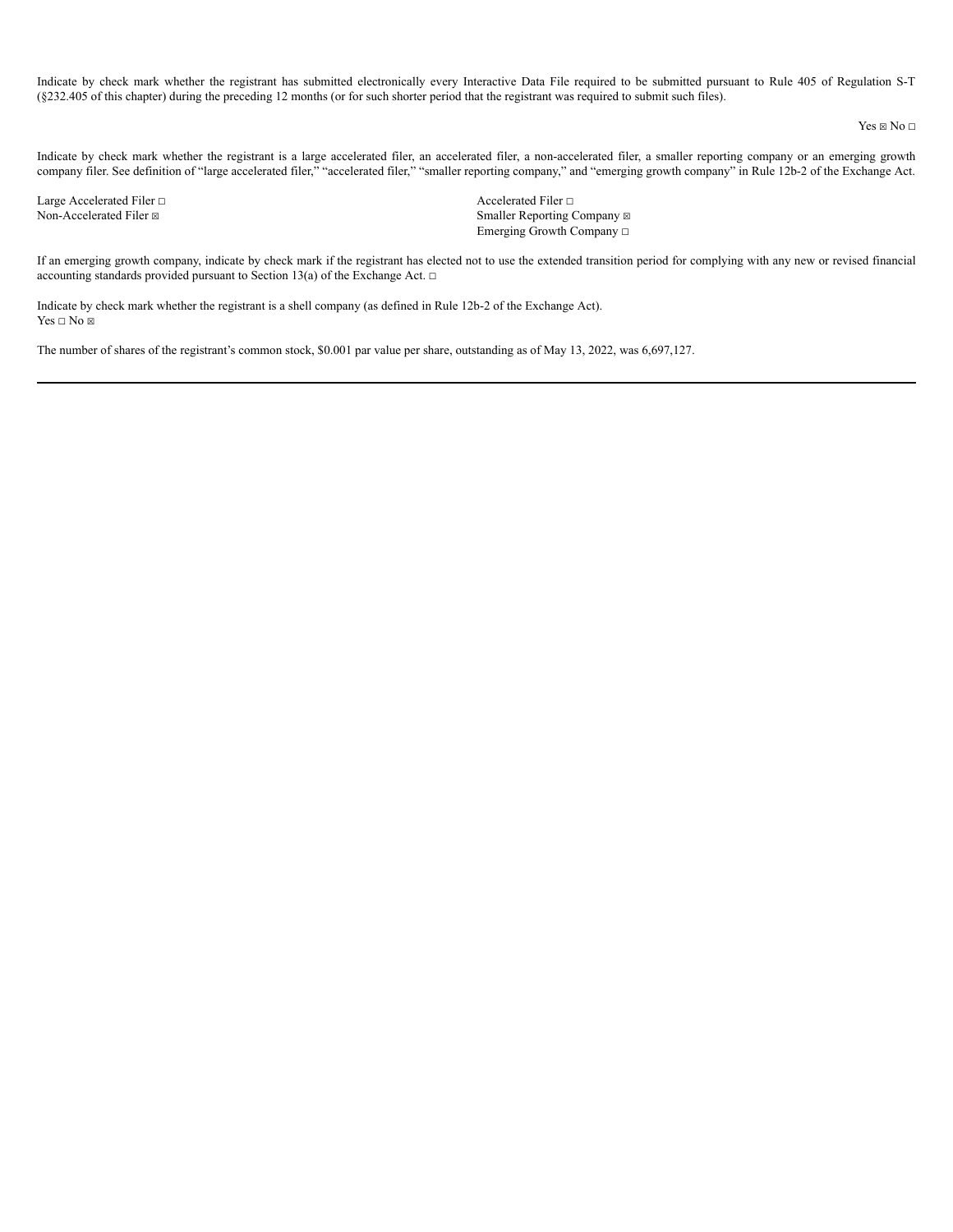Indicate by check mark whether the registrant has submitted electronically every Interactive Data File required to be submitted pursuant to Rule 405 of Regulation S-T (§232.405 of this chapter) during the preceding 12 months (or for such shorter period that the registrant was required to submit such files).

Yes ☒ No ☐

Indicate by check mark whether the registrant is a large accelerated filer, an accelerated filer, a non-accelerated filer, a smaller reporting company or an emerging growth company filer. See definition of "large accelerated filer," "accelerated filer," "smaller reporting company," and "emerging growth company" in Rule 12b-2 of the Exchange Act.

| | |
|---|---|
| Large Accelerated Filer ☐ | Accelerated Filer ☐ |
| Non-Accelerated Filer ☒ | Smaller Reporting Company ☒ |
| | Emerging Growth Company ☐ |

If an emerging growth company, indicate by check mark if the registrant has elected not to use the extended transition period for complying with any new or revised financial accounting standards provided pursuant to Section 13(a) of the Exchange Act. ☐

Indicate by check mark whether the registrant is a shell company (as defined in Rule 12b-2 of the Exchange Act).
Yes ☐ No ☒

The number of shares of the registrant's common stock, $0.001 par value per share, outstanding as of May 13, 2022, was 6,697,127.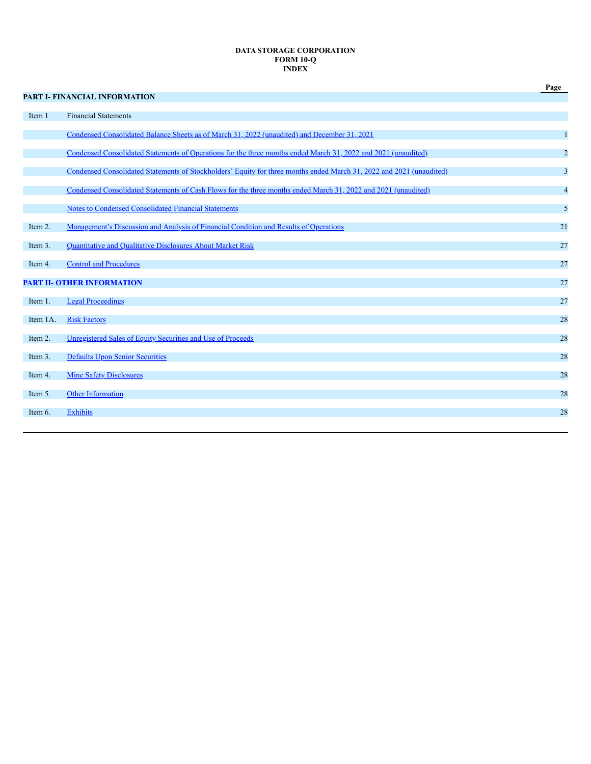**DATA STORAGE CORPORATION**
**FORM 10-Q**
**INDEX**

| | | Page |
|---|---|---|
| **PART I- FINANCIAL INFORMATION** | | |
| Item 1 | Financial Statements | |
| | Condensed Consolidated Balance Sheets as of March 31, 2022 (unaudited) and December 31, 2021 | 1 |
| | Condensed Consolidated Statements of Operations for the three months ended March 31, 2022 and 2021 (unaudited) | 2 |
| | Condensed Consolidated Statements of Stockholders' Equity for three months ended March 31, 2022 and 2021 (unaudited) | 3 |
| | Condensed Consolidated Statements of Cash Flows for the three months ended March 31, 2022 and 2021 (unaudited) | 4 |
| | Notes to Condensed Consolidated Financial Statements | 5 |
| Item 2. | Management's Discussion and Analysis of Financial Condition and Results of Operations | 21 |
| Item 3. | Quantitative and Qualitative Disclosures About Market Risk | 27 |
| Item 4. | Control and Procedures | 27 |
| **PART II- OTHER INFORMATION** | | 27 |
| Item 1. | Legal Proceedings | 27 |
| Item 1A. | Risk Factors | 28 |
| Item 2. | Unregistered Sales of Equity Securities and Use of Proceeds | 28 |
| Item 3. | Defaults Upon Senior Securities | 28 |
| Item 4. | Mine Safety Disclosures | 28 |
| Item 5. | Other Information | 28 |
| Item 6. | Exhibits | 28 |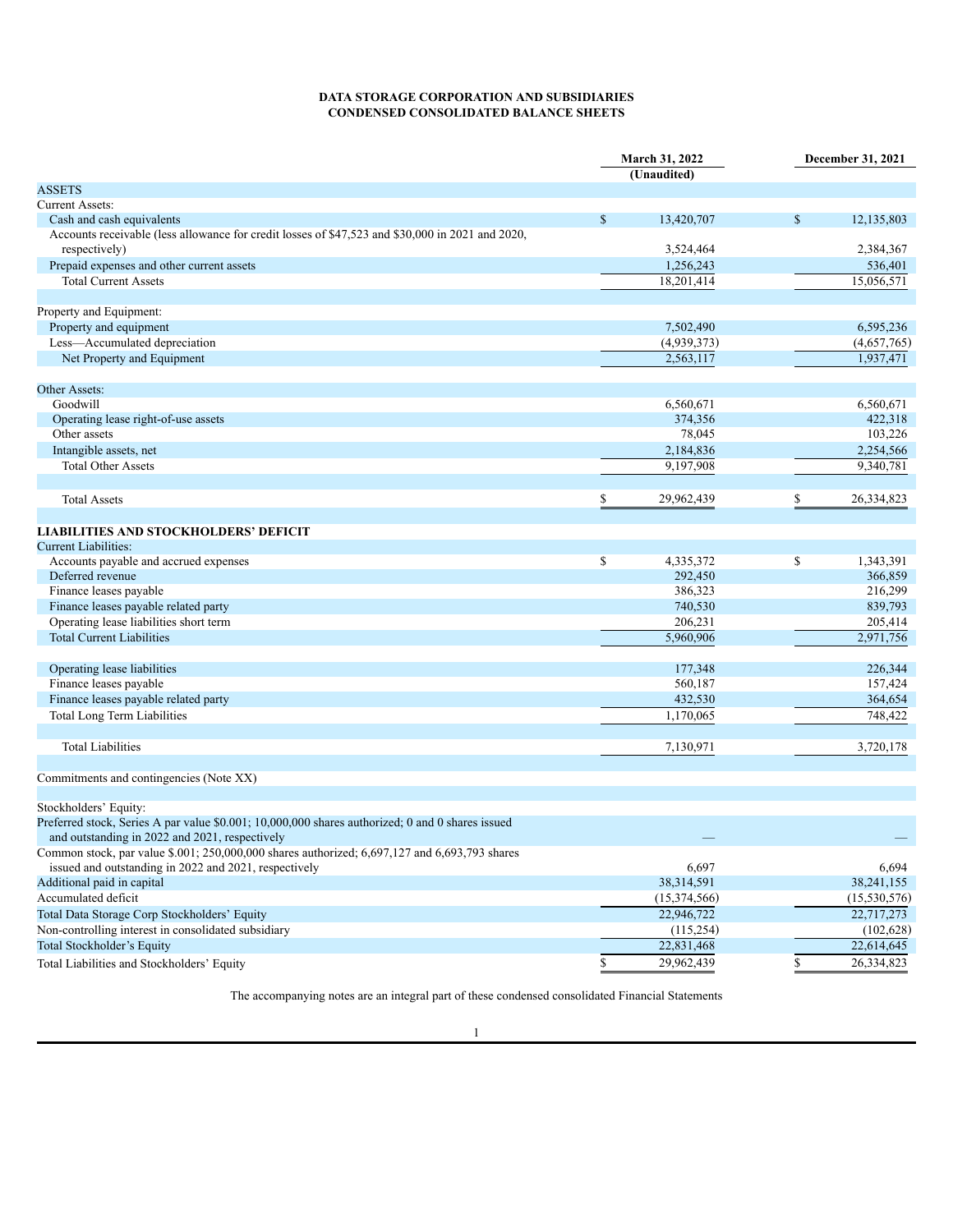**DATA STORAGE CORPORATION AND SUBSIDIARIES**
**CONDENSED CONSOLIDATED BALANCE SHEETS**

| | March 31, 2022 (Unaudited) | December 31, 2021 |
|---|---|---|
| ASSETS | | |
| Current Assets: | | |
| Cash and cash equivalents | $ 13,420,707 | $ 12,135,803 |
| Accounts receivable (less allowance for credit losses of $47,523 and $30,000 in 2021 and 2020, respectively) | 3,524,464 | 2,384,367 |
| Prepaid expenses and other current assets | 1,256,243 | 536,401 |
| Total Current Assets | 18,201,414 | 15,056,571 |
| | | |
| Property and Equipment: | | |
| Property and equipment | 7,502,490 | 6,595,236 |
| Less—Accumulated depreciation | (4,939,373) | (4,657,765) |
| Net Property and Equipment | 2,563,117 | 1,937,471 |
| | | |
| Other Assets: | | |
| Goodwill | 6,560,671 | 6,560,671 |
| Operating lease right-of-use assets | 374,356 | 422,318 |
| Other assets | 78,045 | 103,226 |
| Intangible assets, net | 2,184,836 | 2,254,566 |
| Total Other Assets | 9,197,908 | 9,340,781 |
| | | |
| Total Assets | $ 29,962,439 | $ 26,334,823 |
| | | |
| **LIABILITIES AND STOCKHOLDERS' DEFICIT** | | |
| Current Liabilities: | | |
| Accounts payable and accrued expenses | $ 4,335,372 | $ 1,343,391 |
| Deferred revenue | 292,450 | 366,859 |
| Finance leases payable | 386,323 | 216,299 |
| Finance leases payable related party | 740,530 | 839,793 |
| Operating lease liabilities short term | 206,231 | 205,414 |
| Total Current Liabilities | 5,960,906 | 2,971,756 |
| | | |
| Operating lease liabilities | 177,348 | 226,344 |
| Finance leases payable | 560,187 | 157,424 |
| Finance leases payable related party | 432,530 | 364,654 |
| Total Long Term Liabilities | 1,170,065 | 748,422 |
| | | |
| Total Liabilities | 7,130,971 | 3,720,178 |
| | | |
| Commitments and contingencies (Note XX) | | |
| | | |
| Stockholders' Equity: | | |
| Preferred stock, Series A par value $0.001; 10,000,000 shares authorized; 0 and 0 shares issued and outstanding in 2022 and 2021, respectively | — | — |
| Common stock, par value $.001; 250,000,000 shares authorized; 6,697,127 and 6,693,793 shares issued and outstanding in 2022 and 2021, respectively | 6,697 | 6,694 |
| Additional paid in capital | 38,314,591 | 38,241,155 |
| Accumulated deficit | (15,374,566) | (15,530,576) |
| Total Data Storage Corp Stockholders' Equity | 22,946,722 | 22,717,273 |
| Non-controlling interest in consolidated subsidiary | (115,254) | (102,628) |
| Total Stockholder's Equity | 22,831,468 | 22,614,645 |
| Total Liabilities and Stockholders' Equity | $ 29,962,439 | $ 26,334,823 |

The accompanying notes are an integral part of these condensed consolidated Financial Statements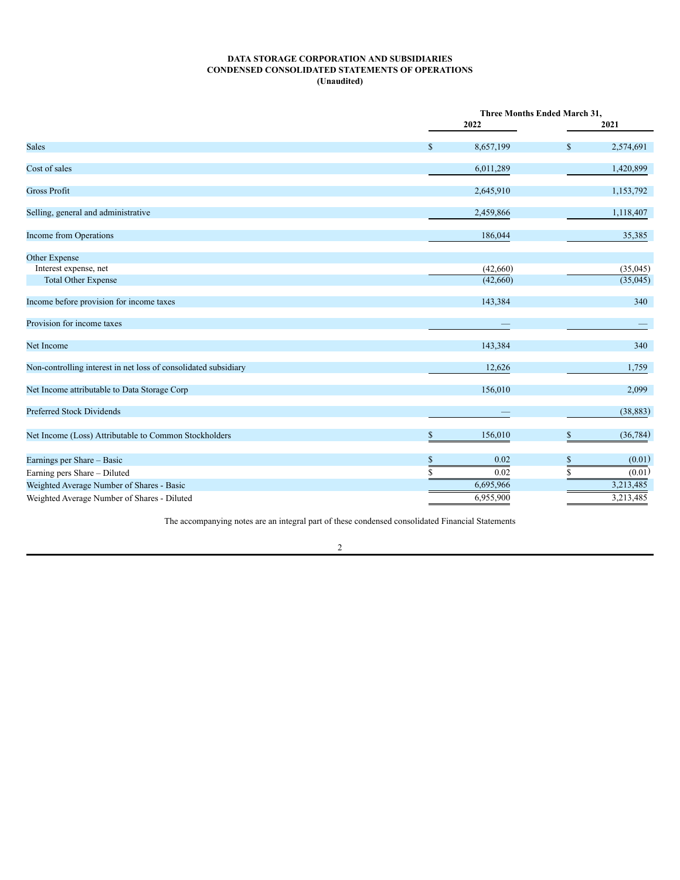**DATA STORAGE CORPORATION AND SUBSIDIARIES**
**CONDENSED CONSOLIDATED STATEMENTS OF OPERATIONS**
**(Unaudited)**

| | Three Months Ended March 31, | |
|---|---|---|
| | 2022 | 2021 |
| Sales | $ 8,657,199 | $ 2,574,691 |
| Cost of sales | 6,011,289 | 1,420,899 |
| Gross Profit | 2,645,910 | 1,153,792 |
| Selling, general and administrative | 2,459,866 | 1,118,407 |
| Income from Operations | 186,044 | 35,385 |
| Other Expense | | |
| Interest expense, net | (42,660) | (35,045) |
| Total Other Expense | (42,660) | (35,045) |
| Income before provision for income taxes | 143,384 | 340 |
| Provision for income taxes | — | — |
| Net Income | 143,384 | 340 |
| Non-controlling interest in net loss of consolidated subsidiary | 12,626 | 1,759 |
| Net Income attributable to Data Storage Corp | 156,010 | 2,099 |
| Preferred Stock Dividends | — | (38,883) |
| Net Income (Loss) Attributable to Common Stockholders | $ 156,010 | $ (36,784) |
| Earnings per Share – Basic | $ 0.02 | $ (0.01) |
| Earning pers Share – Diluted | $ 0.02 | $ (0.01) |
| Weighted Average Number of Shares - Basic | 6,695,966 | 3,213,485 |
| Weighted Average Number of Shares - Diluted | 6,955,900 | 3,213,485 |

The accompanying notes are an integral part of these condensed consolidated Financial Statements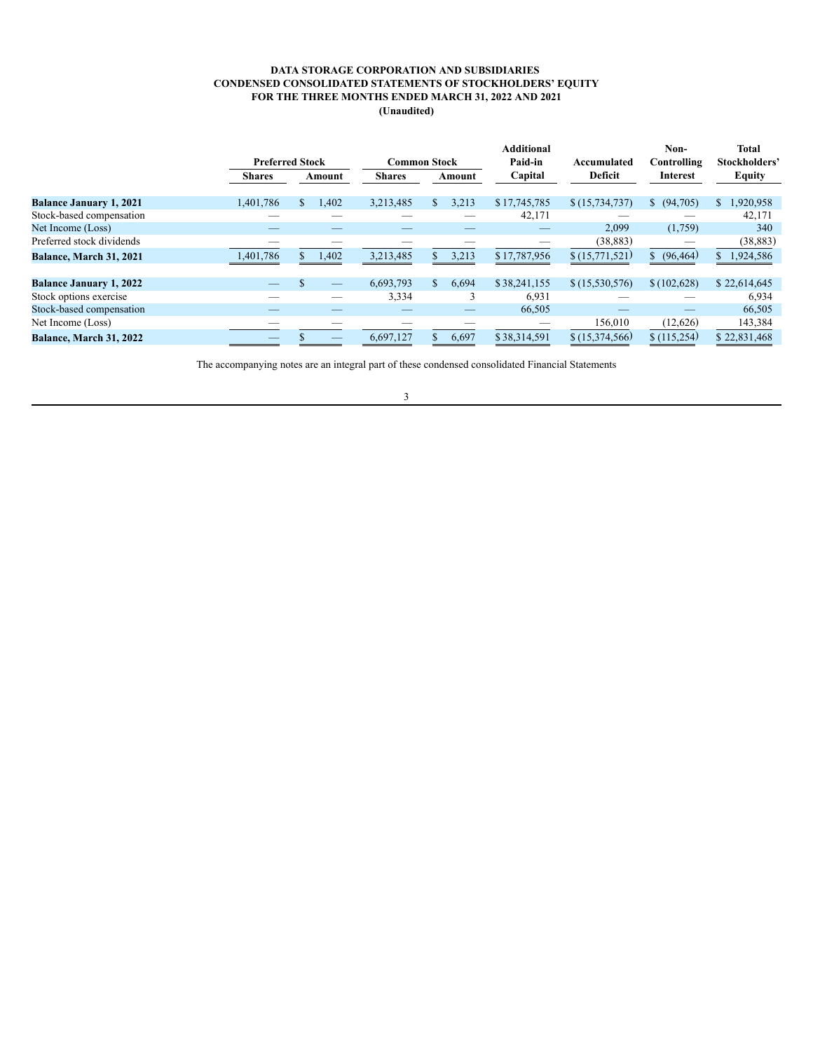**DATA STORAGE CORPORATION AND SUBSIDIARIES**
**CONDENSED CONSOLIDATED STATEMENTS OF STOCKHOLDERS' EQUITY**
**FOR THE THREE MONTHS ENDED MARCH 31, 2022 AND 2021**
**(Unaudited)**

| | Preferred Stock | | Common Stock | | Additional Paid-in Capital | Accumulated Deficit | Non-Controlling Interest | Total Stockholders' Equity |
|---|---|---|---|---|---|---|---|---|
| | Shares | Amount | Shares | Amount | | | | |
| **Balance January 1, 2021** | 1,401,786 | $ 1,402 | 3,213,485 | $ 3,213 | $ 17,745,785 | $ (15,734,737) | $ (94,705) | $ 1,920,958 |
| Stock-based compensation | — | — | — | — | 42,171 | — | — | 42,171 |
| Net Income (Loss) | — | — | — | — | — | 2,099 | (1,759) | 340 |
| Preferred stock dividends | — | — | — | — | — | (38,883) | — | (38,883) |
| **Balance, March 31, 2021** | 1,401,786 | $ 1,402 | 3,213,485 | $ 3,213 | $ 17,787,956 | $ (15,771,521) | $ (96,464) | $ 1,924,586 |
| | | | | | | | | |
| **Balance January 1, 2022** | — | $ — | 6,693,793 | $ 6,694 | $ 38,241,155 | $ (15,530,576) | $ (102,628) | $ 22,614,645 |
| Stock options exercise | — | — | 3,334 | 3 | 6,931 | — | — | 6,934 |
| Stock-based compensation | — | — | — | — | 66,505 | — | — | 66,505 |
| Net Income (Loss) | — | — | — | — | — | 156,010 | (12,626) | 143,384 |
| **Balance, March 31, 2022** | — | $ — | 6,697,127 | $ 6,697 | $ 38,314,591 | $ (15,374,566) | $ (115,254) | $ 22,831,468 |

The accompanying notes are an integral part of these condensed consolidated Financial Statements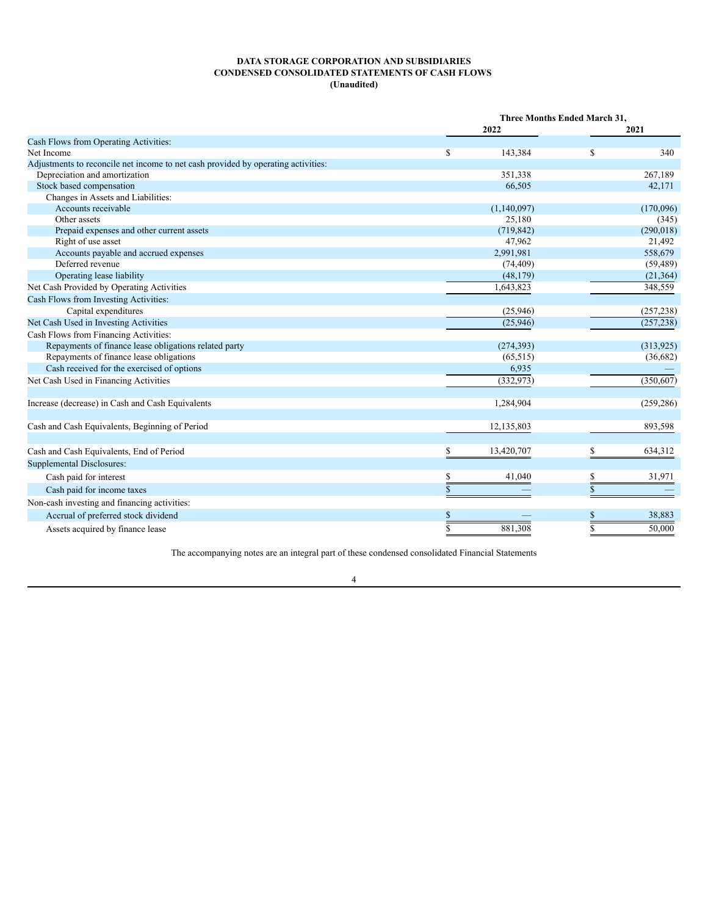**DATA STORAGE CORPORATION AND SUBSIDIARIES**
**CONDENSED CONSOLIDATED STATEMENTS OF CASH FLOWS**
**(Unaudited)**

| | Three Months Ended March 31, | |
|---|---|---|
| | 2022 | 2021 |
| Cash Flows from Operating Activities: | | |
| Net Income | $ 143,384 | $ 340 |
| Adjustments to reconcile net income to net cash provided by operating activities: | | |
| Depreciation and amortization | 351,338 | 267,189 |
| Stock based compensation | 66,505 | 42,171 |
| Changes in Assets and Liabilities: | | |
| Accounts receivable | (1,140,097) | (170,096) |
| Other assets | 25,180 | (345) |
| Prepaid expenses and other current assets | (719,842) | (290,018) |
| Right of use asset | 47,962 | 21,492 |
| Accounts payable and accrued expenses | 2,991,981 | 558,679 |
| Deferred revenue | (74,409) | (59,489) |
| Operating lease liability | (48,179) | (21,364) |
| Net Cash Provided by Operating Activities | 1,643,823 | 348,559 |
| Cash Flows from Investing Activities: | | |
| Capital expenditures | (25,946) | (257,238) |
| Net Cash Used in Investing Activities | (25,946) | (257,238) |
| Cash Flows from Financing Activities: | | |
| Repayments of finance lease obligations related party | (274,393) | (313,925) |
| Repayments of finance lease obligations | (65,515) | (36,682) |
| Cash received for the exercised of options | 6,935 | — |
| Net Cash Used in Financing Activities | (332,973) | (350,607) |
| | | |
| Increase (decrease) in Cash and Cash Equivalents | 1,284,904 | (259,286) |
| | | |
| Cash and Cash Equivalents, Beginning of Period | 12,135,803 | 893,598 |
| | | |
| Cash and Cash Equivalents, End of Period | $ 13,420,707 | $ 634,312 |
| Supplemental Disclosures: | | |
| Cash paid for interest | $ 41,040 | $ 31,971 |
| Cash paid for income taxes | $ — | $ — |
| Non-cash investing and financing activities: | | |
| Accrual of preferred stock dividend | $ — | $ 38,883 |
| Assets acquired by finance lease | $ 881,308 | $ 50,000 |

The accompanying notes are an integral part of these condensed consolidated Financial Statements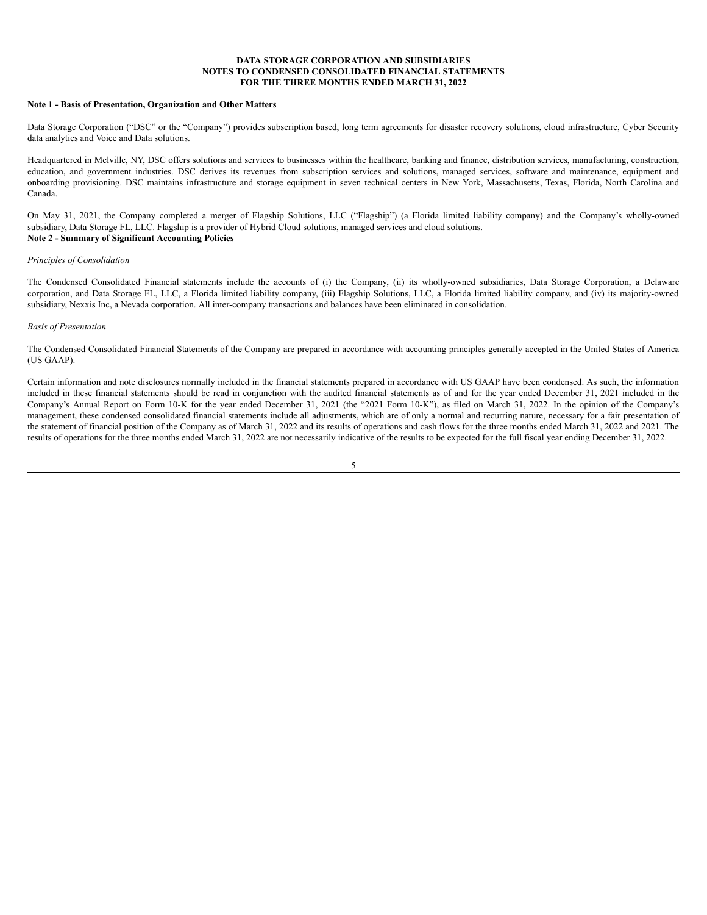**DATA STORAGE CORPORATION AND SUBSIDIARIES**
**NOTES TO CONDENSED CONSOLIDATED FINANCIAL STATEMENTS**
**FOR THE THREE MONTHS ENDED MARCH 31, 2022**

**Note 1 - Basis of Presentation, Organization and Other Matters**

Data Storage Corporation ("DSC" or the "Company") provides subscription based, long term agreements for disaster recovery solutions, cloud infrastructure, Cyber Security data analytics and Voice and Data solutions.

Headquartered in Melville, NY, DSC offers solutions and services to businesses within the healthcare, banking and finance, distribution services, manufacturing, construction, education, and government industries. DSC derives its revenues from subscription services and solutions, managed services, software and maintenance, equipment and onboarding provisioning. DSC maintains infrastructure and storage equipment in seven technical centers in New York, Massachusetts, Texas, Florida, North Carolina and Canada.

On May 31, 2021, the Company completed a merger of Flagship Solutions, LLC ("Flagship") (a Florida limited liability company) and the Company's wholly-owned subsidiary, Data Storage FL, LLC. Flagship is a provider of Hybrid Cloud solutions, managed services and cloud solutions.

**Note 2 - Summary of Significant Accounting Policies**

*Principles of Consolidation*

The Condensed Consolidated Financial statements include the accounts of (i) the Company, (ii) its wholly-owned subsidiaries, Data Storage Corporation, a Delaware corporation, and Data Storage FL, LLC, a Florida limited liability company, (iii) Flagship Solutions, LLC, a Florida limited liability company, and (iv) its majority-owned subsidiary, Nexxis Inc, a Nevada corporation. All inter-company transactions and balances have been eliminated in consolidation.

*Basis of Presentation*

The Condensed Consolidated Financial Statements of the Company are prepared in accordance with accounting principles generally accepted in the United States of America (US GAAP).

Certain information and note disclosures normally included in the financial statements prepared in accordance with US GAAP have been condensed. As such, the information included in these financial statements should be read in conjunction with the audited financial statements as of and for the year ended December 31, 2021 included in the Company's Annual Report on Form 10-K for the year ended December 31, 2021 (the "2021 Form 10-K"), as filed on March 31, 2022. In the opinion of the Company's management, these condensed consolidated financial statements include all adjustments, which are of only a normal and recurring nature, necessary for a fair presentation of the statement of financial position of the Company as of March 31, 2022 and its results of operations and cash flows for the three months ended March 31, 2022 and 2021. The results of operations for the three months ended March 31, 2022 are not necessarily indicative of the results to be expected for the full fiscal year ending December 31, 2022.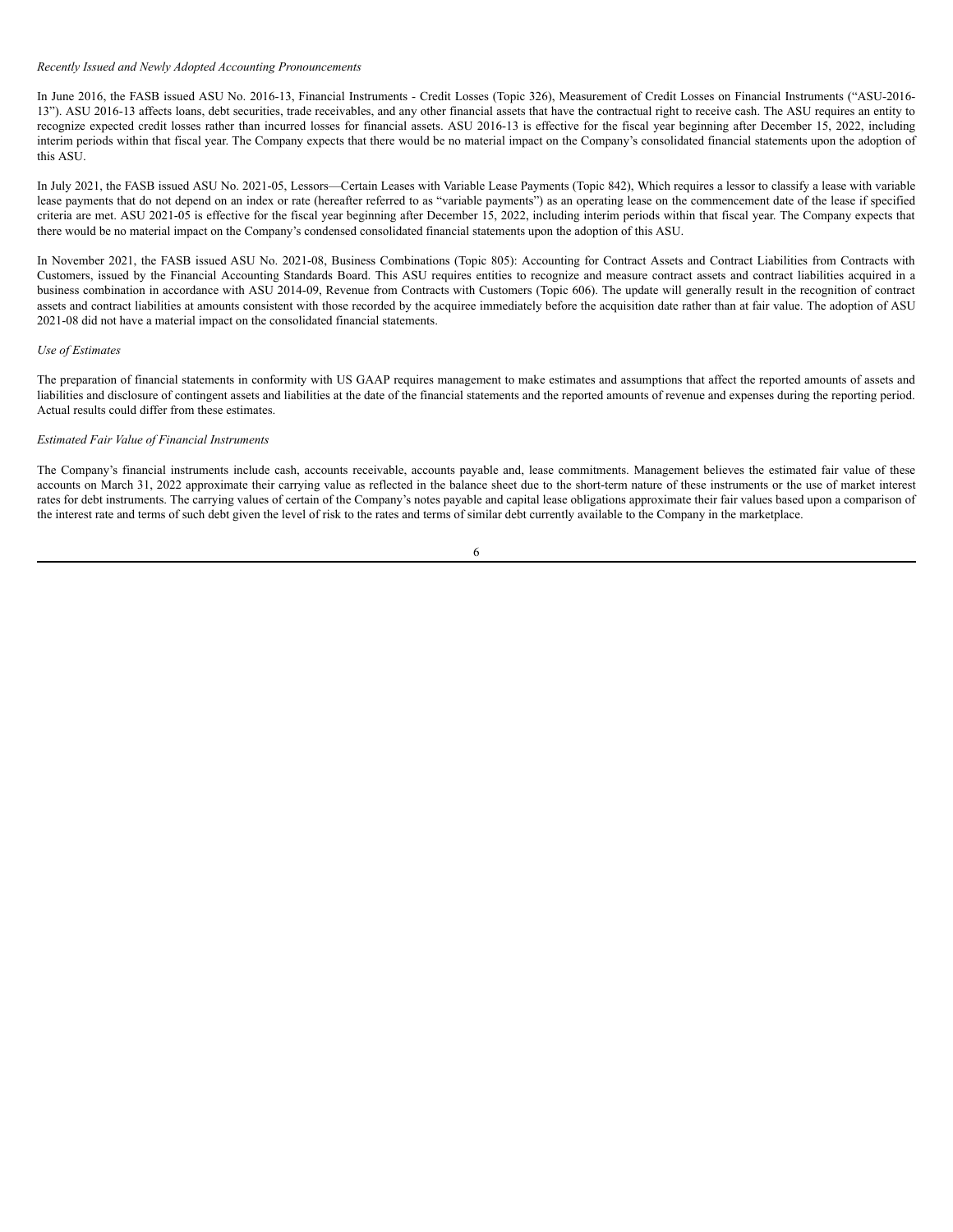*Recently Issued and Newly Adopted Accounting Pronouncements*

In June 2016, the FASB issued ASU No. 2016-13, Financial Instruments - Credit Losses (Topic 326), Measurement of Credit Losses on Financial Instruments ("ASU-2016-13"). ASU 2016-13 affects loans, debt securities, trade receivables, and any other financial assets that have the contractual right to receive cash. The ASU requires an entity to recognize expected credit losses rather than incurred losses for financial assets. ASU 2016-13 is effective for the fiscal year beginning after December 15, 2022, including interim periods within that fiscal year. The Company expects that there would be no material impact on the Company's consolidated financial statements upon the adoption of this ASU.

In July 2021, the FASB issued ASU No. 2021-05, Lessors—Certain Leases with Variable Lease Payments (Topic 842), Which requires a lessor to classify a lease with variable lease payments that do not depend on an index or rate (hereafter referred to as "variable payments") as an operating lease on the commencement date of the lease if specified criteria are met. ASU 2021-05 is effective for the fiscal year beginning after December 15, 2022, including interim periods within that fiscal year. The Company expects that there would be no material impact on the Company's condensed consolidated financial statements upon the adoption of this ASU.

In November 2021, the FASB issued ASU No. 2021-08, Business Combinations (Topic 805): Accounting for Contract Assets and Contract Liabilities from Contracts with Customers, issued by the Financial Accounting Standards Board. This ASU requires entities to recognize and measure contract assets and contract liabilities acquired in a business combination in accordance with ASU 2014-09, Revenue from Contracts with Customers (Topic 606). The update will generally result in the recognition of contract assets and contract liabilities at amounts consistent with those recorded by the acquiree immediately before the acquisition date rather than at fair value. The adoption of ASU 2021-08 did not have a material impact on the consolidated financial statements.

*Use of Estimates*

The preparation of financial statements in conformity with US GAAP requires management to make estimates and assumptions that affect the reported amounts of assets and liabilities and disclosure of contingent assets and liabilities at the date of the financial statements and the reported amounts of revenue and expenses during the reporting period. Actual results could differ from these estimates.

*Estimated Fair Value of Financial Instruments*

The Company's financial instruments include cash, accounts receivable, accounts payable and, lease commitments. Management believes the estimated fair value of these accounts on March 31, 2022 approximate their carrying value as reflected in the balance sheet due to the short-term nature of these instruments or the use of market interest rates for debt instruments. The carrying values of certain of the Company's notes payable and capital lease obligations approximate their fair values based upon a comparison of the interest rate and terms of such debt given the level of risk to the rates and terms of similar debt currently available to the Company in the marketplace.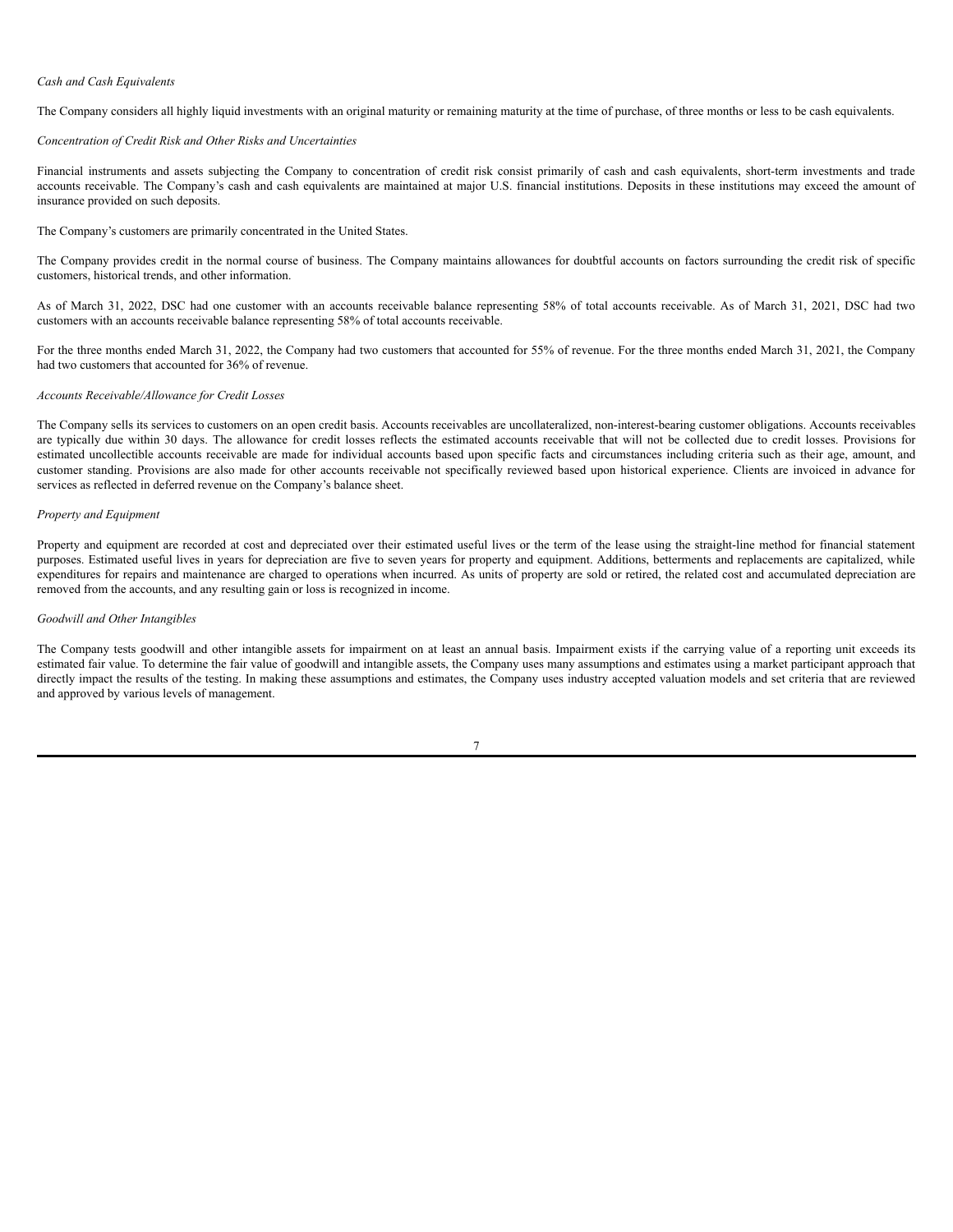*Cash and Cash Equivalents*

The Company considers all highly liquid investments with an original maturity or remaining maturity at the time of purchase, of three months or less to be cash equivalents.

*Concentration of Credit Risk and Other Risks and Uncertainties*

Financial instruments and assets subjecting the Company to concentration of credit risk consist primarily of cash and cash equivalents, short-term investments and trade accounts receivable. The Company's cash and cash equivalents are maintained at major U.S. financial institutions. Deposits in these institutions may exceed the amount of insurance provided on such deposits.

The Company's customers are primarily concentrated in the United States.

The Company provides credit in the normal course of business. The Company maintains allowances for doubtful accounts on factors surrounding the credit risk of specific customers, historical trends, and other information.

As of March 31, 2022, DSC had one customer with an accounts receivable balance representing 58% of total accounts receivable. As of March 31, 2021, DSC had two customers with an accounts receivable balance representing 58% of total accounts receivable.

For the three months ended March 31, 2022, the Company had two customers that accounted for 55% of revenue. For the three months ended March 31, 2021, the Company had two customers that accounted for 36% of revenue.

*Accounts Receivable/Allowance for Credit Losses*

The Company sells its services to customers on an open credit basis. Accounts receivables are uncollateralized, non-interest-bearing customer obligations. Accounts receivables are typically due within 30 days. The allowance for credit losses reflects the estimated accounts receivable that will not be collected due to credit losses. Provisions for estimated uncollectible accounts receivable are made for individual accounts based upon specific facts and circumstances including criteria such as their age, amount, and customer standing. Provisions are also made for other accounts receivable not specifically reviewed based upon historical experience. Clients are invoiced in advance for services as reflected in deferred revenue on the Company's balance sheet.

*Property and Equipment*

Property and equipment are recorded at cost and depreciated over their estimated useful lives or the term of the lease using the straight-line method for financial statement purposes. Estimated useful lives in years for depreciation are five to seven years for property and equipment. Additions, betterments and replacements are capitalized, while expenditures for repairs and maintenance are charged to operations when incurred. As units of property are sold or retired, the related cost and accumulated depreciation are removed from the accounts, and any resulting gain or loss is recognized in income.

*Goodwill and Other Intangibles*

The Company tests goodwill and other intangible assets for impairment on at least an annual basis. Impairment exists if the carrying value of a reporting unit exceeds its estimated fair value. To determine the fair value of goodwill and intangible assets, the Company uses many assumptions and estimates using a market participant approach that directly impact the results of the testing. In making these assumptions and estimates, the Company uses industry accepted valuation models and set criteria that are reviewed and approved by various levels of management.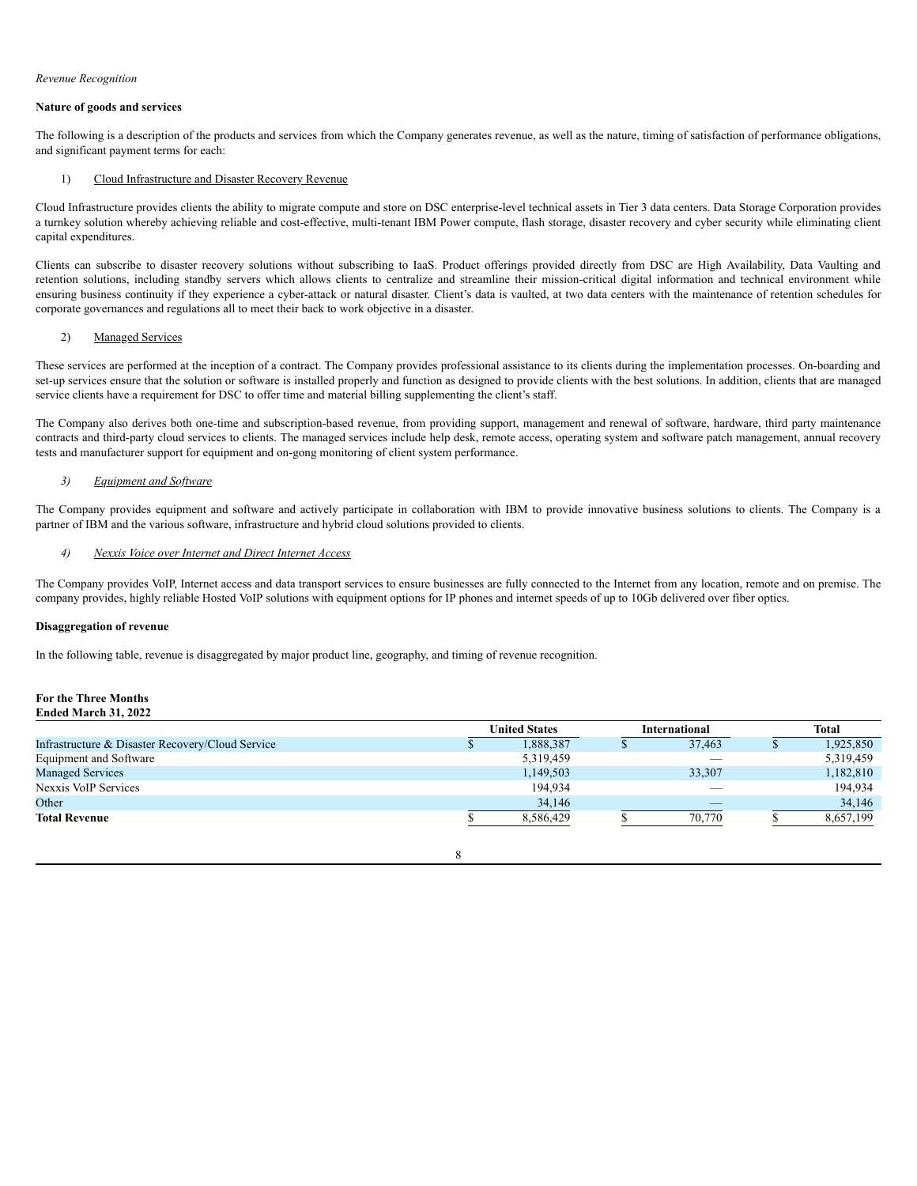*Revenue Recognition*

**Nature of goods and services**

The following is a description of the products and services from which the Company generates revenue, as well as the nature, timing of satisfaction of performance obligations, and significant payment terms for each:

1) Cloud Infrastructure and Disaster Recovery Revenue

Cloud Infrastructure provides clients the ability to migrate compute and store on DSC enterprise-level technical assets in Tier 3 data centers. Data Storage Corporation provides a turnkey solution whereby achieving reliable and cost-effective, multi-tenant IBM Power compute, flash storage, disaster recovery and cyber security while eliminating client capital expenditures.

Clients can subscribe to disaster recovery solutions without subscribing to IaaS. Product offerings provided directly from DSC are High Availability, Data Vaulting and retention solutions, including standby servers which allows clients to centralize and streamline their mission-critical digital information and technical environment while ensuring business continuity if they experience a cyber-attack or natural disaster. Client's data is vaulted, at two data centers with the maintenance of retention schedules for corporate governances and regulations all to meet their back to work objective in a disaster.

2) Managed Services

These services are performed at the inception of a contract. The Company provides professional assistance to its clients during the implementation processes. On-boarding and set-up services ensure that the solution or software is installed properly and function as designed to provide clients with the best solutions. In addition, clients that are managed service clients have a requirement for DSC to offer time and material billing supplementing the client's staff.

The Company also derives both one-time and subscription-based revenue, from providing support, management and renewal of software, hardware, third party maintenance contracts and third-party cloud services to clients. The managed services include help desk, remote access, operating system and software patch management, annual recovery tests and manufacturer support for equipment and on-gong monitoring of client system performance.

*3) Equipment and Software*

The Company provides equipment and software and actively participate in collaboration with IBM to provide innovative business solutions to clients. The Company is a partner of IBM and the various software, infrastructure and hybrid cloud solutions provided to clients.

*4) Nexxis Voice over Internet and Direct Internet Access*

The Company provides VoIP, Internet access and data transport services to ensure businesses are fully connected to the Internet from any location, remote and on premise. The company provides, highly reliable Hosted VoIP solutions with equipment options for IP phones and internet speeds of up to 10Gb delivered over fiber optics.

**Disaggregation of revenue**

In the following table, revenue is disaggregated by major product line, geography, and timing of revenue recognition.

**For the Three Months Ended March 31, 2022**

| | United States | International | Total |
|---|---|---|---|
| Infrastructure & Disaster Recovery/Cloud Service | $ 1,888,387 | $ 37,463 | $ 1,925,850 |
| Equipment and Software | 5,319,459 | — | 5,319,459 |
| Managed Services | 1,149,503 | 33,307 | 1,182,810 |
| Nexxis VoIP Services | 194,934 | — | 194,934 |
| Other | 34,146 | — | 34,146 |
| **Total Revenue** | $ 8,586,429 | $ 70,770 | $ 8,657,199 |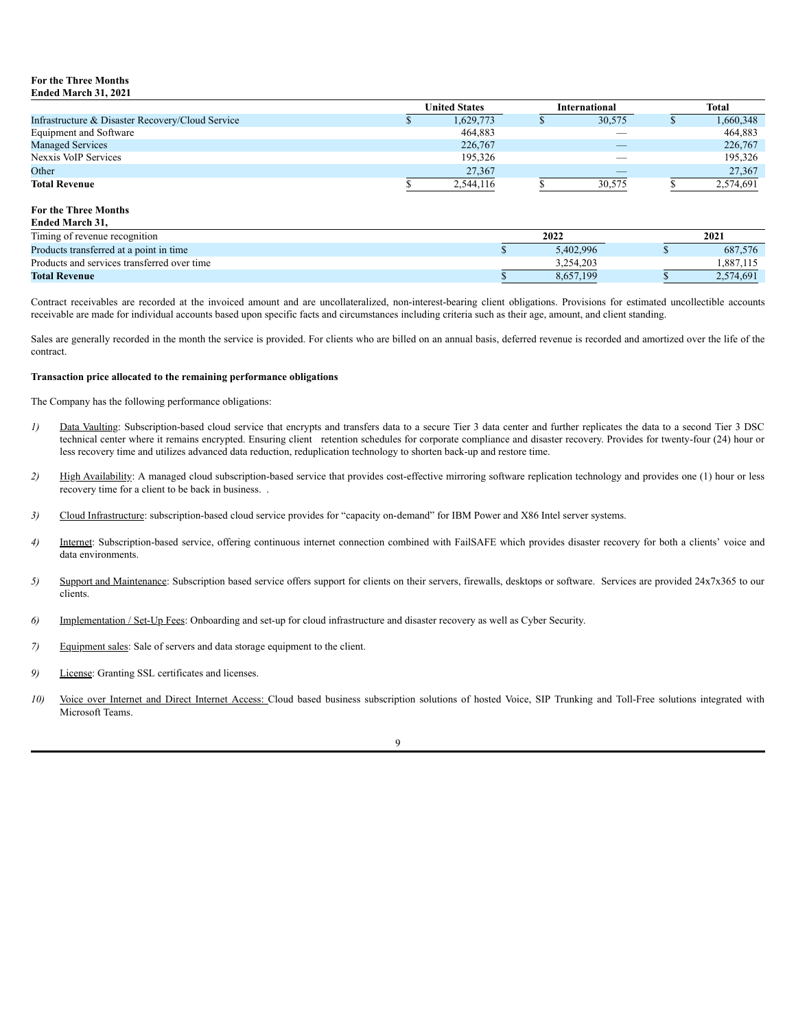**For the Three Months Ended March 31, 2021**

| | United States | International | Total |
|---|---|---|---|
| Infrastructure & Disaster Recovery/Cloud Service | $ 1,629,773 | $ 30,575 | $ 1,660,348 |
| Equipment and Software | 464,883 | — | 464,883 |
| Managed Services | 226,767 | — | 226,767 |
| Nexxis VoIP Services | 195,326 | — | 195,326 |
| Other | 27,367 | — | 27,367 |
| **Total Revenue** | $ 2,544,116 | $ 30,575 | $ 2,574,691 |

**For the Three Months Ended March 31,**

| Timing of revenue recognition | 2022 | 2021 |
|---|---|---|
| Products transferred at a point in time | $ 5,402,996 | $ 687,576 |
| Products and services transferred over time | 3,254,203 | 1,887,115 |
| **Total Revenue** | $ 8,657,199 | $ 2,574,691 |

Contract receivables are recorded at the invoiced amount and are uncollateralized, non-interest-bearing client obligations. Provisions for estimated uncollectible accounts receivable are made for individual accounts based upon specific facts and circumstances including criteria such as their age, amount, and client standing.

Sales are generally recorded in the month the service is provided. For clients who are billed on an annual basis, deferred revenue is recorded and amortized over the life of the contract.

**Transaction price allocated to the remaining performance obligations**

The Company has the following performance obligations:

*1)* Data Vaulting: Subscription-based cloud service that encrypts and transfers data to a secure Tier 3 data center and further replicates the data to a second Tier 3 DSC technical center where it remains encrypted. Ensuring client retention schedules for corporate compliance and disaster recovery. Provides for twenty-four (24) hour or less recovery time and utilizes advanced data reduction, reduplication technology to shorten back-up and restore time.

*2)* High Availability: A managed cloud subscription-based service that provides cost-effective mirroring software replication technology and provides one (1) hour or less recovery time for a client to be back in business. .

*3)* Cloud Infrastructure: subscription-based cloud service provides for "capacity on-demand" for IBM Power and X86 Intel server systems.

*4)* Internet: Subscription-based service, offering continuous internet connection combined with FailSAFE which provides disaster recovery for both a clients' voice and data environments.

*5)* Support and Maintenance: Subscription based service offers support for clients on their servers, firewalls, desktops or software. Services are provided 24x7x365 to our clients.

*6)* Implementation / Set-Up Fees: Onboarding and set-up for cloud infrastructure and disaster recovery as well as Cyber Security.

*7)* Equipment sales: Sale of servers and data storage equipment to the client.

*9)* License: Granting SSL certificates and licenses.

*10)* Voice over Internet and Direct Internet Access: Cloud based business subscription solutions of hosted Voice, SIP Trunking and Toll-Free solutions integrated with Microsoft Teams.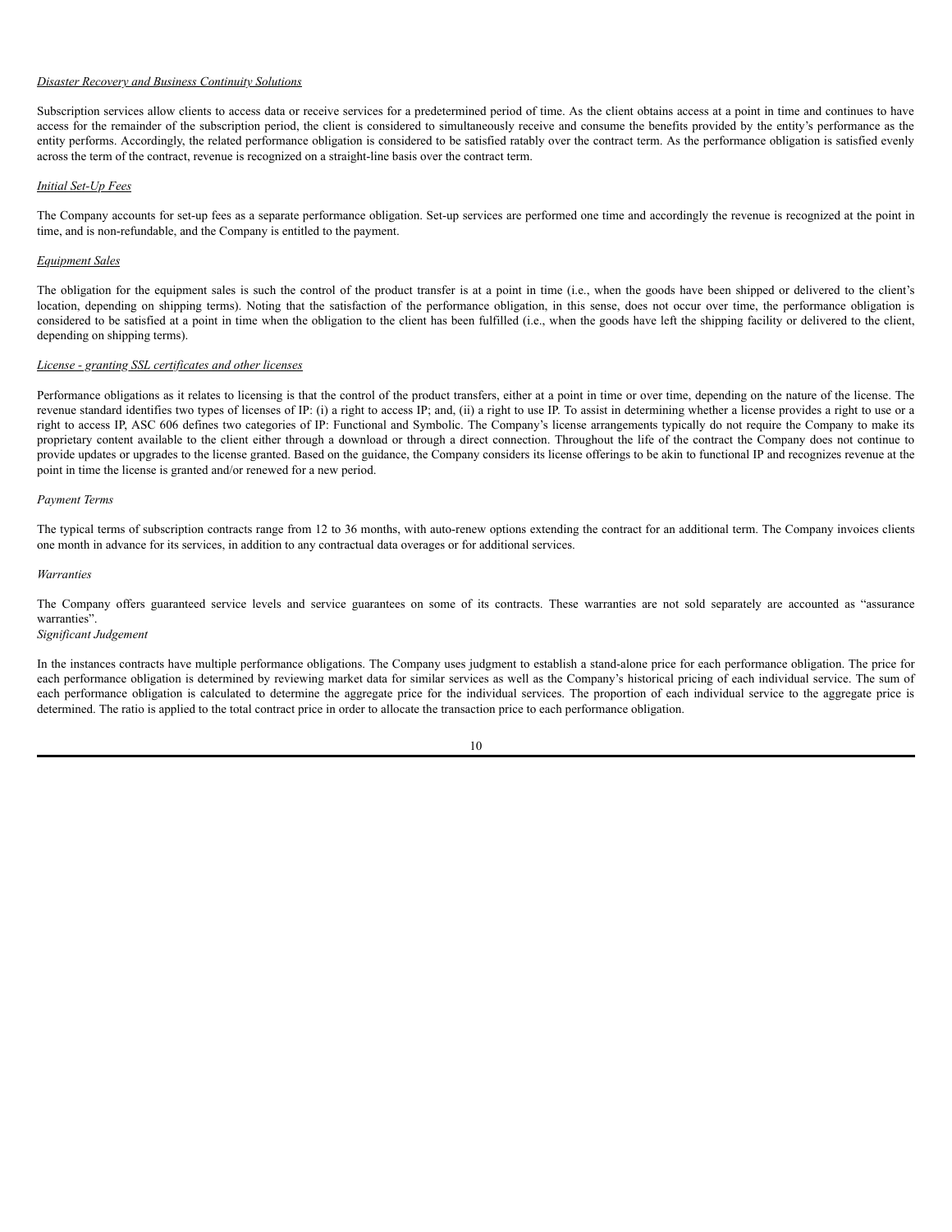*Disaster Recovery and Business Continuity Solutions*

Subscription services allow clients to access data or receive services for a predetermined period of time. As the client obtains access at a point in time and continues to have access for the remainder of the subscription period, the client is considered to simultaneously receive and consume the benefits provided by the entity's performance as the entity performs. Accordingly, the related performance obligation is considered to be satisfied ratably over the contract term. As the performance obligation is satisfied evenly across the term of the contract, revenue is recognized on a straight-line basis over the contract term.

*Initial Set-Up Fees*

The Company accounts for set-up fees as a separate performance obligation. Set-up services are performed one time and accordingly the revenue is recognized at the point in time, and is non-refundable, and the Company is entitled to the payment.

*Equipment Sales*

The obligation for the equipment sales is such the control of the product transfer is at a point in time (i.e., when the goods have been shipped or delivered to the client's location, depending on shipping terms). Noting that the satisfaction of the performance obligation, in this sense, does not occur over time, the performance obligation is considered to be satisfied at a point in time when the obligation to the client has been fulfilled (i.e., when the goods have left the shipping facility or delivered to the client, depending on shipping terms).

*License - granting SSL certificates and other licenses*

Performance obligations as it relates to licensing is that the control of the product transfers, either at a point in time or over time, depending on the nature of the license. The revenue standard identifies two types of licenses of IP: (i) a right to access IP; and, (ii) a right to use IP. To assist in determining whether a license provides a right to use or a right to access IP, ASC 606 defines two categories of IP: Functional and Symbolic. The Company's license arrangements typically do not require the Company to make its proprietary content available to the client either through a download or through a direct connection. Throughout the life of the contract the Company does not continue to provide updates or upgrades to the license granted. Based on the guidance, the Company considers its license offerings to be akin to functional IP and recognizes revenue at the point in time the license is granted and/or renewed for a new period.

*Payment Terms*

The typical terms of subscription contracts range from 12 to 36 months, with auto-renew options extending the contract for an additional term. The Company invoices clients one month in advance for its services, in addition to any contractual data overages or for additional services.

*Warranties*

The Company offers guaranteed service levels and service guarantees on some of its contracts. These warranties are not sold separately are accounted as "assurance warranties".

*Significant Judgement*

In the instances contracts have multiple performance obligations. The Company uses judgment to establish a stand-alone price for each performance obligation. The price for each performance obligation is determined by reviewing market data for similar services as well as the Company's historical pricing of each individual service. The sum of each performance obligation is calculated to determine the aggregate price for the individual services. The proportion of each individual service to the aggregate price is determined. The ratio is applied to the total contract price in order to allocate the transaction price to each performance obligation.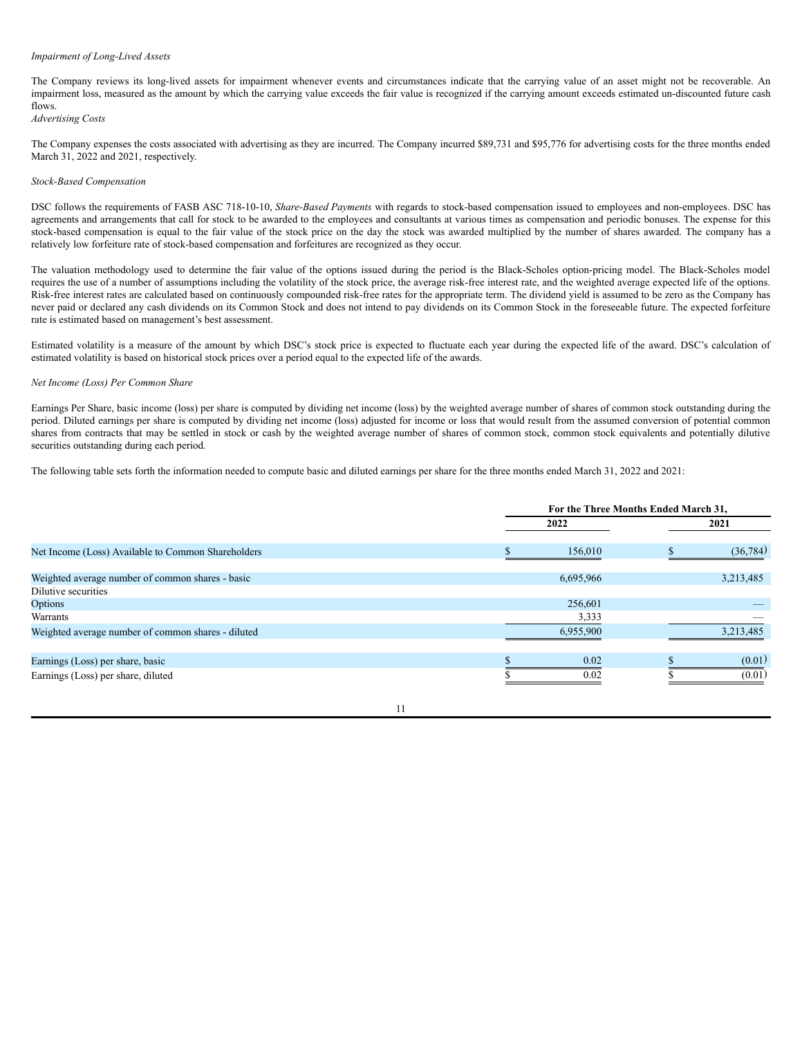*Impairment of Long-Lived Assets*

The Company reviews its long-lived assets for impairment whenever events and circumstances indicate that the carrying value of an asset might not be recoverable. An impairment loss, measured as the amount by which the carrying value exceeds the fair value is recognized if the carrying amount exceeds estimated un-discounted future cash flows.

*Advertising Costs*

The Company expenses the costs associated with advertising as they are incurred. The Company incurred $89,731 and $95,776 for advertising costs for the three months ended March 31, 2022 and 2021, respectively.

*Stock-Based Compensation*

DSC follows the requirements of FASB ASC 718-10-10, *Share-Based Payments* with regards to stock-based compensation issued to employees and non-employees. DSC has agreements and arrangements that call for stock to be awarded to the employees and consultants at various times as compensation and periodic bonuses. The expense for this stock-based compensation is equal to the fair value of the stock price on the day the stock was awarded multiplied by the number of shares awarded. The company has a relatively low forfeiture rate of stock-based compensation and forfeitures are recognized as they occur.

The valuation methodology used to determine the fair value of the options issued during the period is the Black-Scholes option-pricing model. The Black-Scholes model requires the use of a number of assumptions including the volatility of the stock price, the average risk-free interest rate, and the weighted average expected life of the options. Risk-free interest rates are calculated based on continuously compounded risk-free rates for the appropriate term. The dividend yield is assumed to be zero as the Company has never paid or declared any cash dividends on its Common Stock and does not intend to pay dividends on its Common Stock in the foreseeable future. The expected forfeiture rate is estimated based on management's best assessment.

Estimated volatility is a measure of the amount by which DSC's stock price is expected to fluctuate each year during the expected life of the award. DSC's calculation of estimated volatility is based on historical stock prices over a period equal to the expected life of the awards.

*Net Income (Loss) Per Common Share*

Earnings Per Share, basic income (loss) per share is computed by dividing net income (loss) by the weighted average number of shares of common stock outstanding during the period. Diluted earnings per share is computed by dividing net income (loss) adjusted for income or loss that would result from the assumed conversion of potential common shares from contracts that may be settled in stock or cash by the weighted average number of shares of common stock, common stock equivalents and potentially dilutive securities outstanding during each period.

The following table sets forth the information needed to compute basic and diluted earnings per share for the three months ended March 31, 2022 and 2021:

| | For the Three Months Ended March 31, | |
|---|---|---|
| | 2022 | 2021 |
| Net Income (Loss) Available to Common Shareholders | $ 156,010 | $ (36,784) |
| Weighted average number of common shares - basic | 6,695,966 | 3,213,485 |
| Dilutive securities | | |
| Options | 256,601 | — |
| Warrants | 3,333 | — |
| Weighted average number of common shares - diluted | 6,955,900 | 3,213,485 |
| Earnings (Loss) per share, basic | $ 0.02 | $ (0.01) |
| Earnings (Loss) per share, diluted | $ 0.02 | $ (0.01) |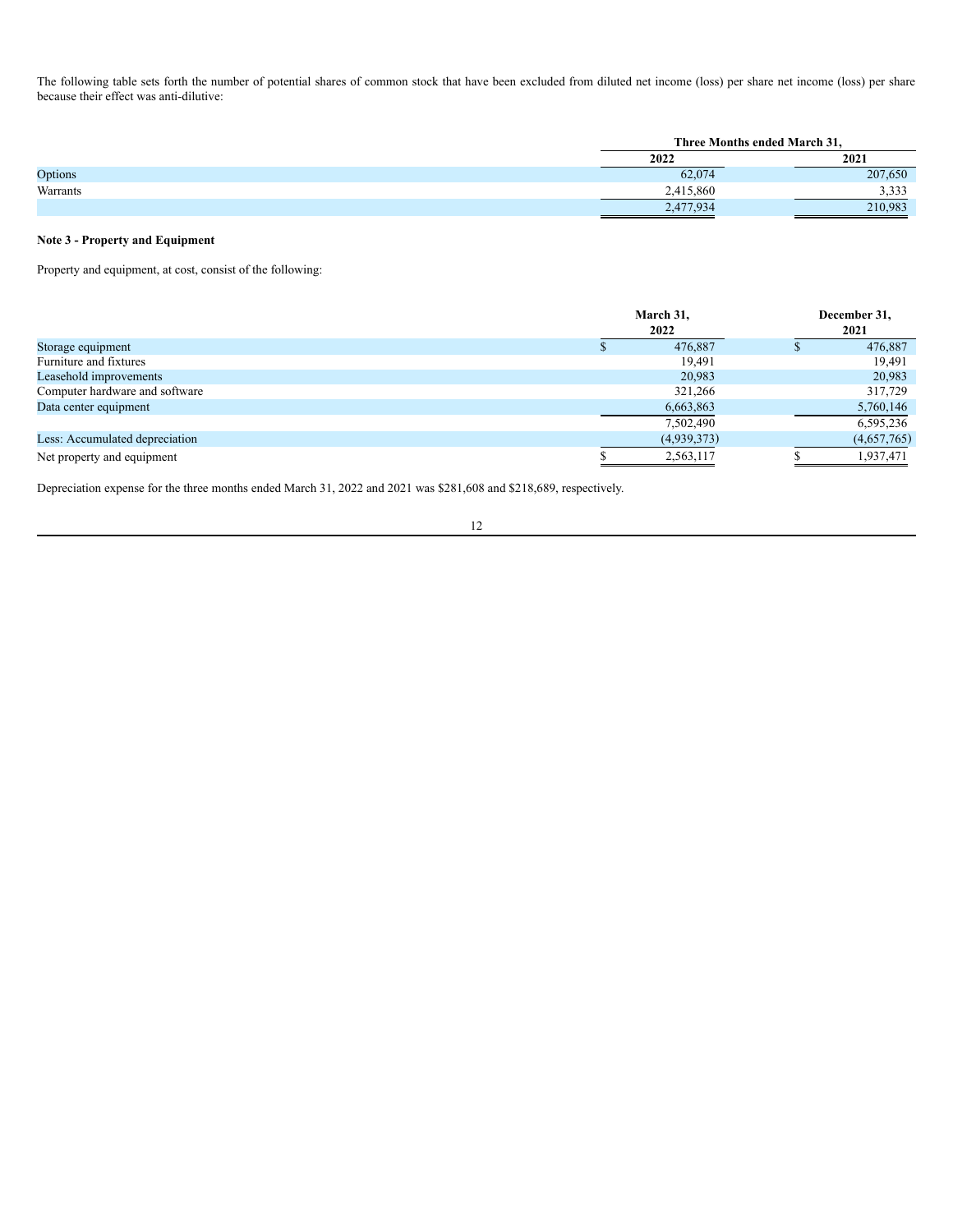The following table sets forth the number of potential shares of common stock that have been excluded from diluted net income (loss) per share net income (loss) per share because their effect was anti-dilutive:

| | Three Months ended March 31, | |
|---|---|---|
| | 2022 | 2021 |
| Options | 62,074 | 207,650 |
| Warrants | 2,415,860 | 3,333 |
| | 2,477,934 | 210,983 |

**Note 3 - Property and Equipment**

Property and equipment, at cost, consist of the following:

| | March 31, 2022 | December 31, 2021 |
|---|---|---|
| Storage equipment | $ 476,887 | $ 476,887 |
| Furniture and fixtures | 19,491 | 19,491 |
| Leasehold improvements | 20,983 | 20,983 |
| Computer hardware and software | 321,266 | 317,729 |
| Data center equipment | 6,663,863 | 5,760,146 |
| | 7,502,490 | 6,595,236 |
| Less: Accumulated depreciation | (4,939,373) | (4,657,765) |
| Net property and equipment | $ 2,563,117 | $ 1,937,471 |

Depreciation expense for the three months ended March 31, 2022 and 2021 was $281,608 and $218,689, respectively.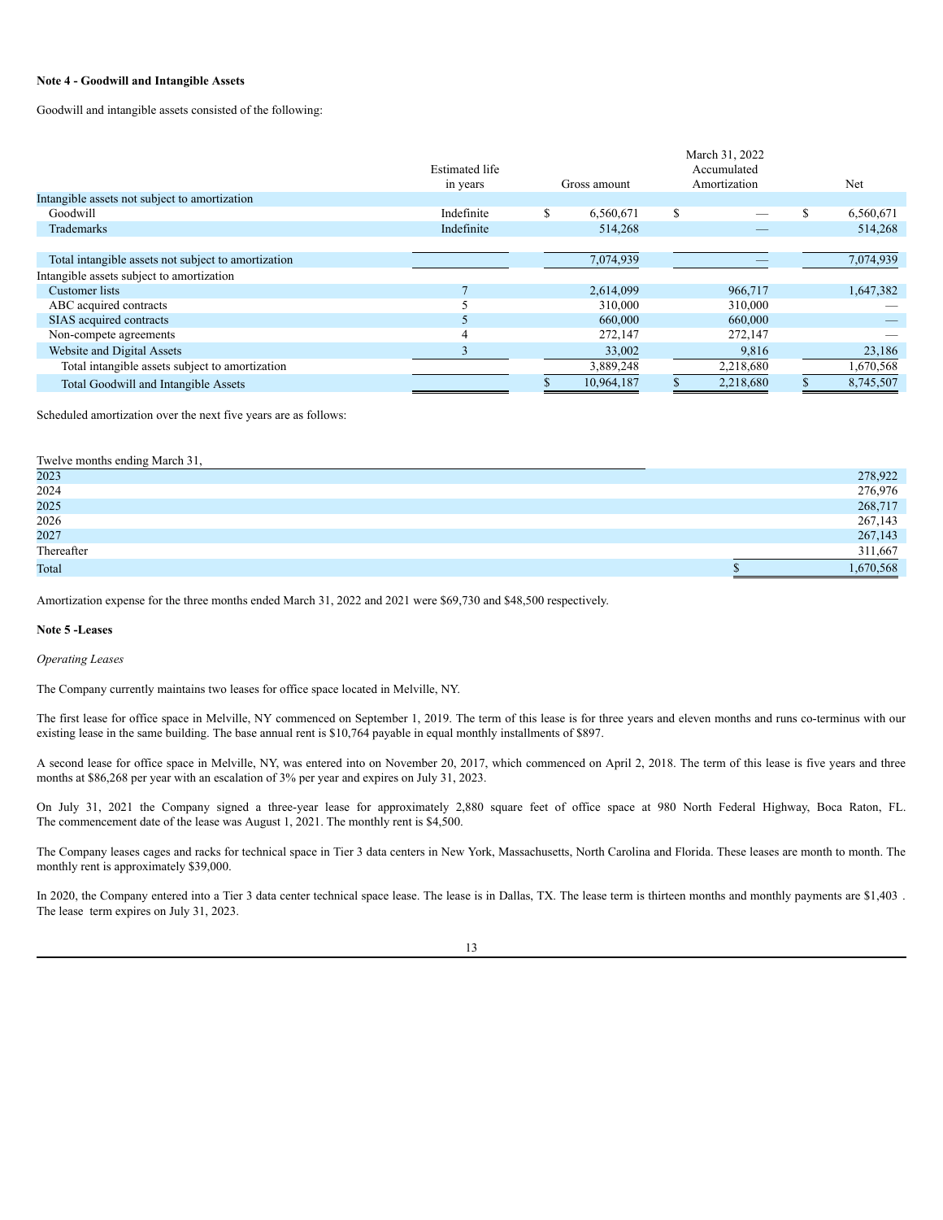**Note 4 - Goodwill and Intangible Assets**

Goodwill and intangible assets consisted of the following:

| | Estimated life in years | Gross amount | March 31, 2022 Accumulated Amortization | Net |
|---|---|---|---|---|
| Intangible assets not subject to amortization | | | | |
| Goodwill | Indefinite | $ 6,560,671 | $ — | $ 6,560,671 |
| Trademarks | Indefinite | 514,268 | — | 514,268 |
| Total intangible assets not subject to amortization | | 7,074,939 | — | 7,074,939 |
| Intangible assets subject to amortization | | | | |
| Customer lists | 7 | 2,614,099 | 966,717 | 1,647,382 |
| ABC acquired contracts | 5 | 310,000 | 310,000 | — |
| SIAS acquired contracts | 5 | 660,000 | 660,000 | — |
| Non-compete agreements | 4 | 272,147 | 272,147 | — |
| Website and Digital Assets | 3 | 33,002 | 9,816 | 23,186 |
| Total intangible assets subject to amortization | | 3,889,248 | 2,218,680 | 1,670,568 |
| Total Goodwill and Intangible Assets | | $ 10,964,187 | $ 2,218,680 | $ 8,745,507 |

Scheduled amortization over the next five years are as follows:

| Twelve months ending March 31, | |
|---|---|
| 2023 | 278,922 |
| 2024 | 276,976 |
| 2025 | 268,717 |
| 2026 | 267,143 |
| 2027 | 267,143 |
| Thereafter | 311,667 |
| Total | $ 1,670,568 |

Amortization expense for the three months ended March 31, 2022 and 2021 were $69,730 and $48,500 respectively.

**Note 5 -Leases**

*Operating Leases*

The Company currently maintains two leases for office space located in Melville, NY.

The first lease for office space in Melville, NY commenced on September 1, 2019. The term of this lease is for three years and eleven months and runs co-terminus with our existing lease in the same building. The base annual rent is $10,764 payable in equal monthly installments of $897.

A second lease for office space in Melville, NY, was entered into on November 20, 2017, which commenced on April 2, 2018. The term of this lease is five years and three months at $86,268 per year with an escalation of 3% per year and expires on July 31, 2023.

On July 31, 2021 the Company signed a three-year lease for approximately 2,880 square feet of office space at 980 North Federal Highway, Boca Raton, FL. The commencement date of the lease was August 1, 2021. The monthly rent is $4,500.

The Company leases cages and racks for technical space in Tier 3 data centers in New York, Massachusetts, North Carolina and Florida. These leases are month to month. The monthly rent is approximately $39,000.

In 2020, the Company entered into a Tier 3 data center technical space lease. The lease is in Dallas, TX. The lease term is thirteen months and monthly payments are $1,403 . The lease term expires on July 31, 2023.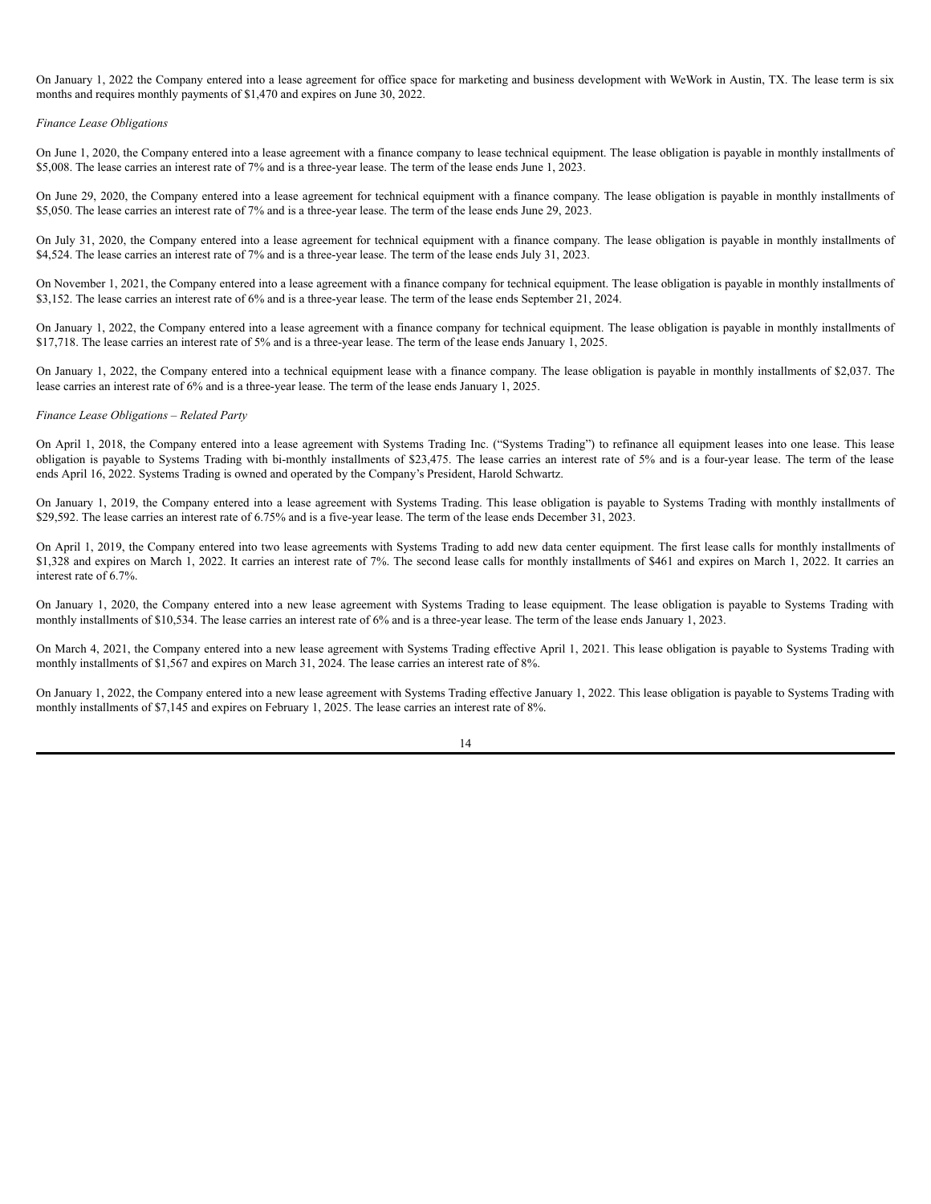On January 1, 2022 the Company entered into a lease agreement for office space for marketing and business development with WeWork in Austin, TX. The lease term is six months and requires monthly payments of $1,470 and expires on June 30, 2022.

*Finance Lease Obligations*

On June 1, 2020, the Company entered into a lease agreement with a finance company to lease technical equipment. The lease obligation is payable in monthly installments of $5,008. The lease carries an interest rate of 7% and is a three-year lease. The term of the lease ends June 1, 2023.

On June 29, 2020, the Company entered into a lease agreement for technical equipment with a finance company. The lease obligation is payable in monthly installments of $5,050. The lease carries an interest rate of 7% and is a three-year lease. The term of the lease ends June 29, 2023.

On July 31, 2020, the Company entered into a lease agreement for technical equipment with a finance company. The lease obligation is payable in monthly installments of $4,524. The lease carries an interest rate of 7% and is a three-year lease. The term of the lease ends July 31, 2023.

On November 1, 2021, the Company entered into a lease agreement with a finance company for technical equipment. The lease obligation is payable in monthly installments of $3,152. The lease carries an interest rate of 6% and is a three-year lease. The term of the lease ends September 21, 2024.

On January 1, 2022, the Company entered into a lease agreement with a finance company for technical equipment. The lease obligation is payable in monthly installments of $17,718. The lease carries an interest rate of 5% and is a three-year lease. The term of the lease ends January 1, 2025.

On January 1, 2022, the Company entered into a technical equipment lease with a finance company. The lease obligation is payable in monthly installments of $2,037. The lease carries an interest rate of 6% and is a three-year lease. The term of the lease ends January 1, 2025.

*Finance Lease Obligations – Related Party*

On April 1, 2018, the Company entered into a lease agreement with Systems Trading Inc. ("Systems Trading") to refinance all equipment leases into one lease. This lease obligation is payable to Systems Trading with bi-monthly installments of $23,475. The lease carries an interest rate of 5% and is a four-year lease. The term of the lease ends April 16, 2022. Systems Trading is owned and operated by the Company's President, Harold Schwartz.

On January 1, 2019, the Company entered into a lease agreement with Systems Trading. This lease obligation is payable to Systems Trading with monthly installments of $29,592. The lease carries an interest rate of 6.75% and is a five-year lease. The term of the lease ends December 31, 2023.

On April 1, 2019, the Company entered into two lease agreements with Systems Trading to add new data center equipment. The first lease calls for monthly installments of $1,328 and expires on March 1, 2022. It carries an interest rate of 7%. The second lease calls for monthly installments of $461 and expires on March 1, 2022. It carries an interest rate of 6.7%.

On January 1, 2020, the Company entered into a new lease agreement with Systems Trading to lease equipment. The lease obligation is payable to Systems Trading with monthly installments of $10,534. The lease carries an interest rate of 6% and is a three-year lease. The term of the lease ends January 1, 2023.

On March 4, 2021, the Company entered into a new lease agreement with Systems Trading effective April 1, 2021. This lease obligation is payable to Systems Trading with monthly installments of $1,567 and expires on March 31, 2024. The lease carries an interest rate of 8%.

On January 1, 2022, the Company entered into a new lease agreement with Systems Trading effective January 1, 2022. This lease obligation is payable to Systems Trading with monthly installments of $7,145 and expires on February 1, 2025. The lease carries an interest rate of 8%.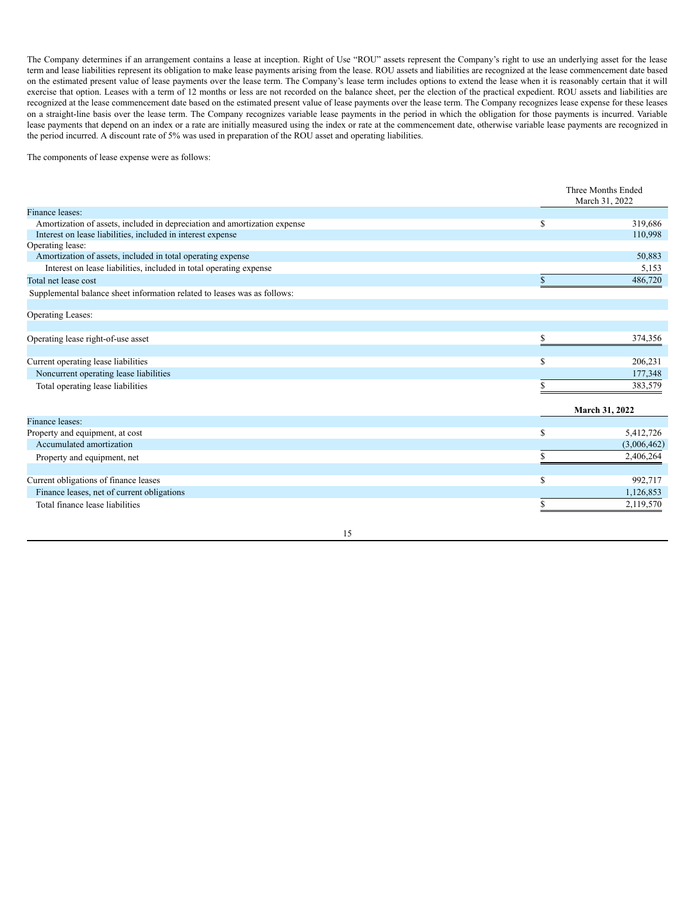The Company determines if an arrangement contains a lease at inception. Right of Use "ROU" assets represent the Company's right to use an underlying asset for the lease term and lease liabilities represent its obligation to make lease payments arising from the lease. ROU assets and liabilities are recognized at the lease commencement date based on the estimated present value of lease payments over the lease term. The Company's lease term includes options to extend the lease when it is reasonably certain that it will exercise that option. Leases with a term of 12 months or less are not recorded on the balance sheet, per the election of the practical expedient. ROU assets and liabilities are recognized at the lease commencement date based on the estimated present value of lease payments over the lease term. The Company recognizes lease expense for these leases on a straight-line basis over the lease term. The Company recognizes variable lease payments in the period in which the obligation for those payments is incurred. Variable lease payments that depend on an index or a rate are initially measured using the index or rate at the commencement date, otherwise variable lease payments are recognized in the period incurred. A discount rate of 5% was used in preparation of the ROU asset and operating liabilities.

The components of lease expense were as follows:

| | Three Months Ended March 31, 2022 |
|---|---|
| Finance leases: | |
| Amortization of assets, included in depreciation and amortization expense | $ 319,686 |
| Interest on lease liabilities, included in interest expense | 110,998 |
| Operating lease: | |
| Amortization of assets, included in total operating expense | 50,883 |
| Interest on lease liabilities, included in total operating expense | 5,153 |
| Total net lease cost | $ 486,720 |

Supplemental balance sheet information related to leases was as follows:

| | |
|---|---|
| Operating Leases: | |
| Operating lease right-of-use asset | $ 374,356 |
| Current operating lease liabilities | $ 206,231 |
| Noncurrent operating lease liabilities | 177,348 |
| Total operating lease liabilities | $ 383,579 |

| | **March 31, 2022** |
|---|---|
| Finance leases: | |
| Property and equipment, at cost | $ 5,412,726 |
| Accumulated amortization | (3,006,462) |
| Property and equipment, net | $ 2,406,264 |
| Current obligations of finance leases | $ 992,717 |
| Finance leases, net of current obligations | 1,126,853 |
| Total finance lease liabilities | $ 2,119,570 |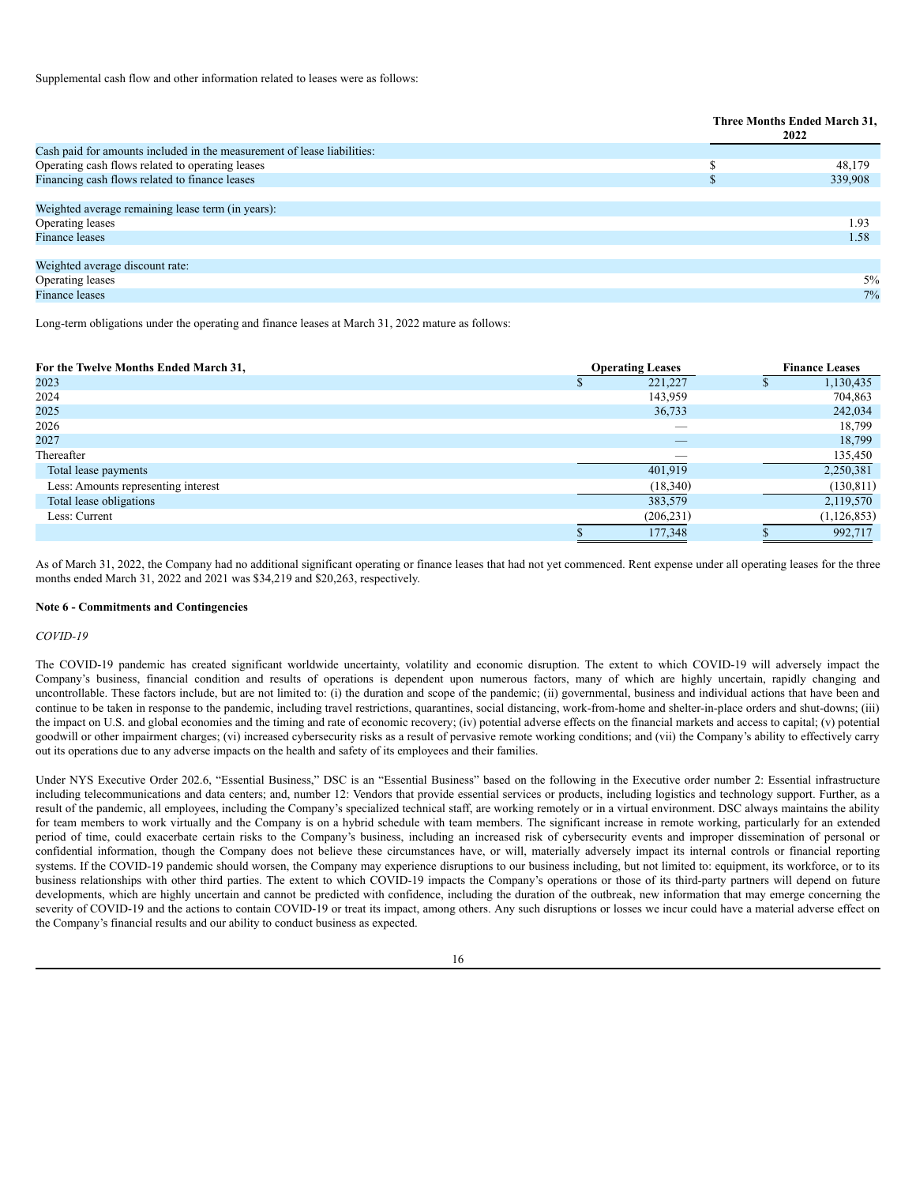Supplemental cash flow and other information related to leases were as follows:

| | Three Months Ended March 31, 2022 |
|---|---|
| Cash paid for amounts included in the measurement of lease liabilities: | |
| Operating cash flows related to operating leases | $ 48,179 |
| Financing cash flows related to finance leases | $ 339,908 |
| | |
| Weighted average remaining lease term (in years): | |
| Operating leases | 1.93 |
| Finance leases | 1.58 |
| | |
| Weighted average discount rate: | |
| Operating leases | 5% |
| Finance leases | 7% |

Long-term obligations under the operating and finance leases at March 31, 2022 mature as follows:

| For the Twelve Months Ended March 31, | Operating Leases | Finance Leases |
|---|---|---|
| 2023 | $ 221,227 | $ 1,130,435 |
| 2024 | 143,959 | 704,863 |
| 2025 | 36,733 | 242,034 |
| 2026 | — | 18,799 |
| 2027 | — | 18,799 |
| Thereafter | — | 135,450 |
| Total lease payments | 401,919 | 2,250,381 |
| Less: Amounts representing interest | (18,340) | (130,811) |
| Total lease obligations | 383,579 | 2,119,570 |
| Less: Current | (206,231) | (1,126,853) |
| | $ 177,348 | $ 992,717 |

As of March 31, 2022, the Company had no additional significant operating or finance leases that had not yet commenced. Rent expense under all operating leases for the three months ended March 31, 2022 and 2021 was $34,219 and $20,263, respectively.

**Note 6 - Commitments and Contingencies**

*COVID-19*

The COVID-19 pandemic has created significant worldwide uncertainty, volatility and economic disruption. The extent to which COVID-19 will adversely impact the Company's business, financial condition and results of operations is dependent upon numerous factors, many of which are highly uncertain, rapidly changing and uncontrollable. These factors include, but are not limited to: (i) the duration and scope of the pandemic; (ii) governmental, business and individual actions that have been and continue to be taken in response to the pandemic, including travel restrictions, quarantines, social distancing, work-from-home and shelter-in-place orders and shut-downs; (iii) the impact on U.S. and global economies and the timing and rate of economic recovery; (iv) potential adverse effects on the financial markets and access to capital; (v) potential goodwill or other impairment charges; (vi) increased cybersecurity risks as a result of pervasive remote working conditions; and (vii) the Company's ability to effectively carry out its operations due to any adverse impacts on the health and safety of its employees and their families.

Under NYS Executive Order 202.6, "Essential Business," DSC is an "Essential Business" based on the following in the Executive order number 2: Essential infrastructure including telecommunications and data centers; and, number 12: Vendors that provide essential services or products, including logistics and technology support. Further, as a result of the pandemic, all employees, including the Company's specialized technical staff, are working remotely or in a virtual environment. DSC always maintains the ability for team members to work virtually and the Company is on a hybrid schedule with team members. The significant increase in remote working, particularly for an extended period of time, could exacerbate certain risks to the Company's business, including an increased risk of cybersecurity events and improper dissemination of personal or confidential information, though the Company does not believe these circumstances have, or will, materially adversely impact its internal controls or financial reporting systems. If the COVID-19 pandemic should worsen, the Company may experience disruptions to our business including, but not limited to: equipment, its workforce, or to its business relationships with other third parties. The extent to which COVID-19 impacts the Company's operations or those of its third-party partners will depend on future developments, which are highly uncertain and cannot be predicted with confidence, including the duration of the outbreak, new information that may emerge concerning the severity of COVID-19 and the actions to contain COVID-19 or treat its impact, among others. Any such disruptions or losses we incur could have a material adverse effect on the Company's financial results and our ability to conduct business as expected.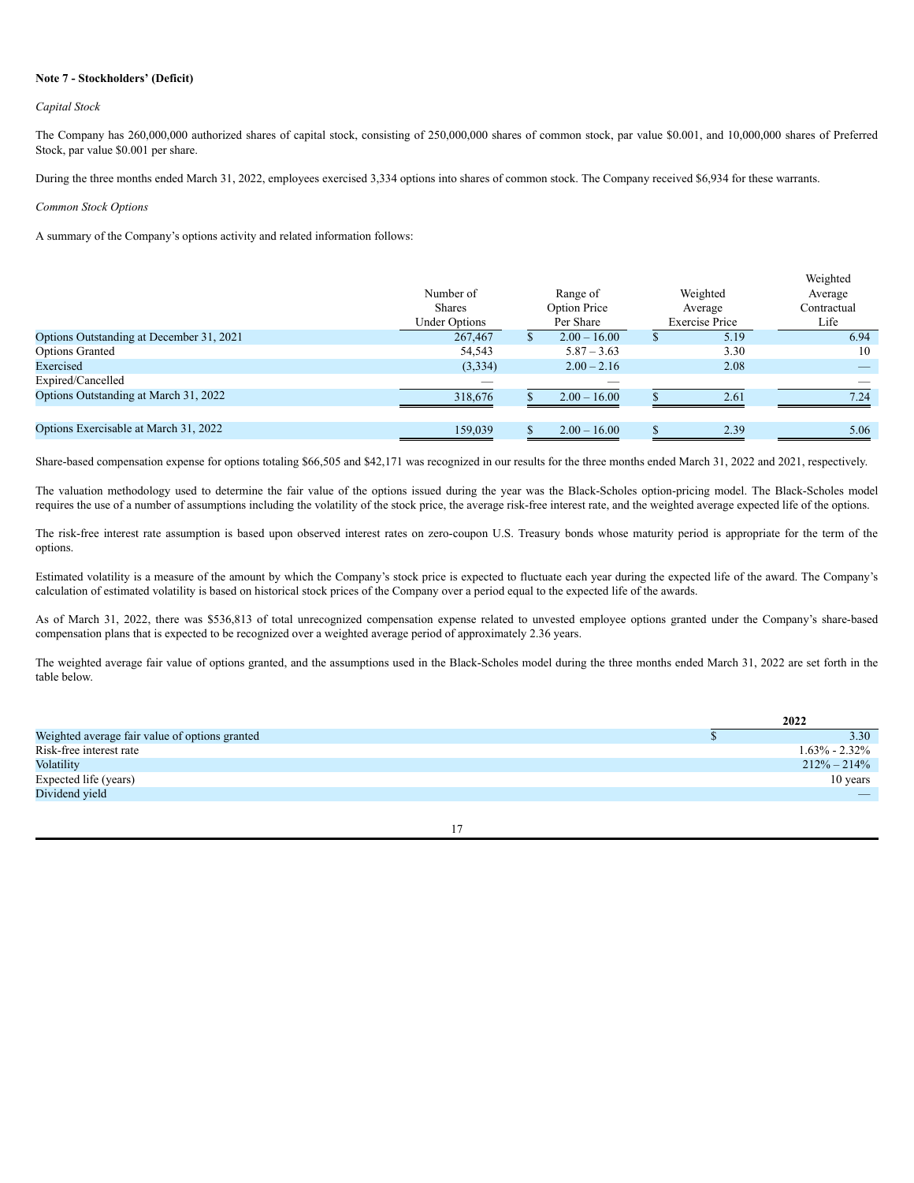**Note 7 - Stockholders' (Deficit)**

*Capital Stock*

The Company has 260,000,000 authorized shares of capital stock, consisting of 250,000,000 shares of common stock, par value $0.001, and 10,000,000 shares of Preferred Stock, par value $0.001 per share.

During the three months ended March 31, 2022, employees exercised 3,334 options into shares of common stock. The Company received $6,934 for these warrants.

*Common Stock Options*

A summary of the Company's options activity and related information follows:

| | Number of Shares Under Options | Range of Option Price Per Share | Weighted Average Exercise Price | Weighted Average Contractual Life |
|---|---|---|---|---|
| Options Outstanding at December 31, 2021 | 267,467 | $ 2.00 – 16.00 | $ 5.19 | 6.94 |
| Options Granted | 54,543 | 5.87 – 3.63 | 3.30 | 10 |
| Exercised | (3,334) | 2.00 – 2.16 | 2.08 | — |
| Expired/Cancelled | — | — | | — |
| Options Outstanding at March 31, 2022 | 318,676 | $ 2.00 – 16.00 | $ 2.61 | 7.24 |
| Options Exercisable at March 31, 2022 | 159,039 | $ 2.00 – 16.00 | $ 2.39 | 5.06 |

Share-based compensation expense for options totaling $66,505 and $42,171 was recognized in our results for the three months ended March 31, 2022 and 2021, respectively.

The valuation methodology used to determine the fair value of the options issued during the year was the Black-Scholes option-pricing model. The Black-Scholes model requires the use of a number of assumptions including the volatility of the stock price, the average risk-free interest rate, and the weighted average expected life of the options.

The risk-free interest rate assumption is based upon observed interest rates on zero-coupon U.S. Treasury bonds whose maturity period is appropriate for the term of the options.

Estimated volatility is a measure of the amount by which the Company's stock price is expected to fluctuate each year during the expected life of the award. The Company's calculation of estimated volatility is based on historical stock prices of the Company over a period equal to the expected life of the awards.

As of March 31, 2022, there was $536,813 of total unrecognized compensation expense related to unvested employee options granted under the Company's share-based compensation plans that is expected to be recognized over a weighted average period of approximately 2.36 years.

The weighted average fair value of options granted, and the assumptions used in the Black-Scholes model during the three months ended March 31, 2022 are set forth in the table below.

| | 2022 |
|---|---|
| Weighted average fair value of options granted | $ 3.30 |
| Risk-free interest rate | 1.63% - 2.32% |
| Volatility | 212% – 214% |
| Expected life (years) | 10 years |
| Dividend yield | — |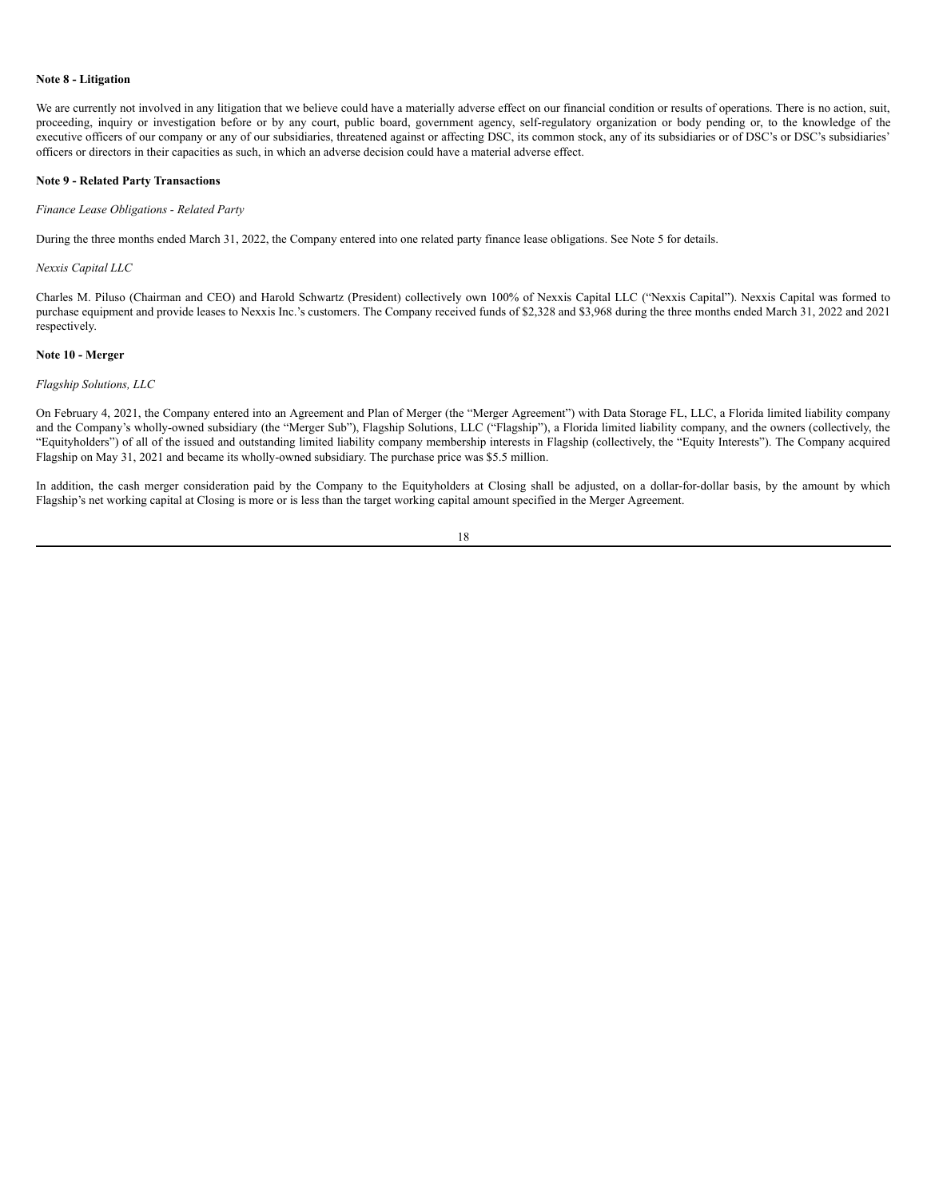**Note 8 - Litigation**

We are currently not involved in any litigation that we believe could have a materially adverse effect on our financial condition or results of operations. There is no action, suit, proceeding, inquiry or investigation before or by any court, public board, government agency, self-regulatory organization or body pending or, to the knowledge of the executive officers of our company or any of our subsidiaries, threatened against or affecting DSC, its common stock, any of its subsidiaries or of DSC's or DSC's subsidiaries' officers or directors in their capacities as such, in which an adverse decision could have a material adverse effect.

**Note 9 - Related Party Transactions**

*Finance Lease Obligations - Related Party*

During the three months ended March 31, 2022, the Company entered into one related party finance lease obligations. See Note 5 for details.

*Nexxis Capital LLC*

Charles M. Piluso (Chairman and CEO) and Harold Schwartz (President) collectively own 100% of Nexxis Capital LLC ("Nexxis Capital"). Nexxis Capital was formed to purchase equipment and provide leases to Nexxis Inc.'s customers. The Company received funds of $2,328 and $3,968 during the three months ended March 31, 2022 and 2021 respectively.

**Note 10 - Merger**

*Flagship Solutions, LLC*

On February 4, 2021, the Company entered into an Agreement and Plan of Merger (the "Merger Agreement") with Data Storage FL, LLC, a Florida limited liability company and the Company's wholly-owned subsidiary (the "Merger Sub"), Flagship Solutions, LLC ("Flagship"), a Florida limited liability company, and the owners (collectively, the "Equityholders") of all of the issued and outstanding limited liability company membership interests in Flagship (collectively, the "Equity Interests"). The Company acquired Flagship on May 31, 2021 and became its wholly-owned subsidiary. The purchase price was $5.5 million.

In addition, the cash merger consideration paid by the Company to the Equityholders at Closing shall be adjusted, on a dollar-for-dollar basis, by the amount by which Flagship's net working capital at Closing is more or is less than the target working capital amount specified in the Merger Agreement.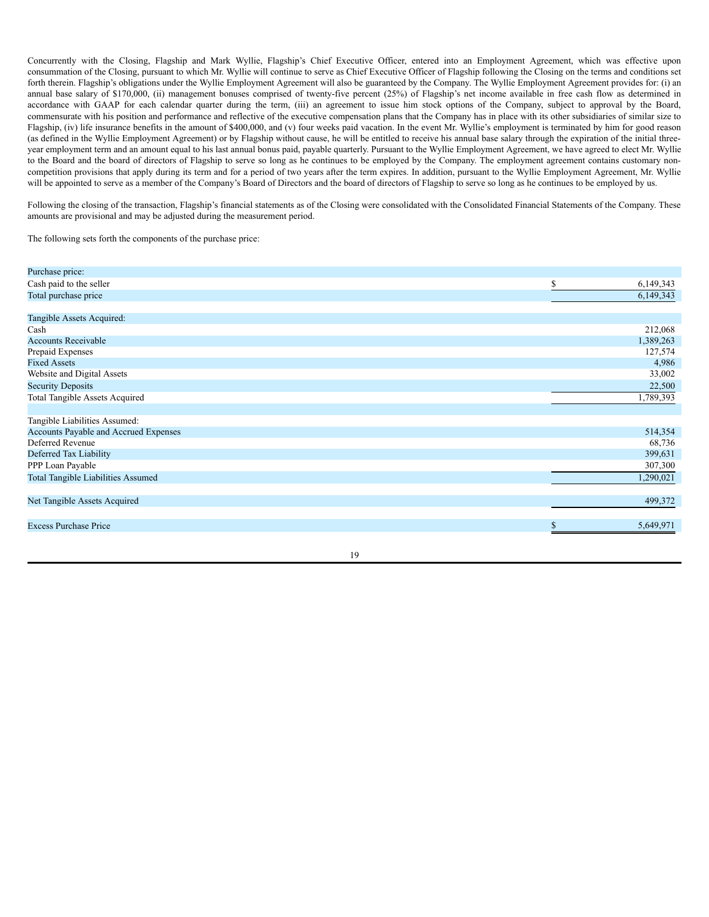Concurrently with the Closing, Flagship and Mark Wyllie, Flagship's Chief Executive Officer, entered into an Employment Agreement, which was effective upon consummation of the Closing, pursuant to which Mr. Wyllie will continue to serve as Chief Executive Officer of Flagship following the Closing on the terms and conditions set forth therein. Flagship's obligations under the Wyllie Employment Agreement will also be guaranteed by the Company. The Wyllie Employment Agreement provides for: (i) an annual base salary of $170,000, (ii) management bonuses comprised of twenty-five percent (25%) of Flagship's net income available in free cash flow as determined in accordance with GAAP for each calendar quarter during the term, (iii) an agreement to issue him stock options of the Company, subject to approval by the Board, commensurate with his position and performance and reflective of the executive compensation plans that the Company has in place with its other subsidiaries of similar size to Flagship, (iv) life insurance benefits in the amount of $400,000, and (v) four weeks paid vacation. In the event Mr. Wyllie's employment is terminated by him for good reason (as defined in the Wyllie Employment Agreement) or by Flagship without cause, he will be entitled to receive his annual base salary through the expiration of the initial three-year employment term and an amount equal to his last annual bonus paid, payable quarterly. Pursuant to the Wyllie Employment Agreement, we have agreed to elect Mr. Wyllie to the Board and the board of directors of Flagship to serve so long as he continues to be employed by the Company. The employment agreement contains customary non-competition provisions that apply during its term and for a period of two years after the term expires. In addition, pursuant to the Wyllie Employment Agreement, Mr. Wyllie will be appointed to serve as a member of the Company's Board of Directors and the board of directors of Flagship to serve so long as he continues to be employed by us.

Following the closing of the transaction, Flagship's financial statements as of the Closing were consolidated with the Consolidated Financial Statements of the Company. These amounts are provisional and may be adjusted during the measurement period.

The following sets forth the components of the purchase price:

| | |
|---|---|
| Purchase price: | |
| Cash paid to the seller | $ 6,149,343 |
| Total purchase price | 6,149,343 |
| | |
| Tangible Assets Acquired: | |
| Cash | 212,068 |
| Accounts Receivable | 1,389,263 |
| Prepaid Expenses | 127,574 |
| Fixed Assets | 4,986 |
| Website and Digital Assets | 33,002 |
| Security Deposits | 22,500 |
| Total Tangible Assets Acquired | 1,789,393 |
| | |
| Tangible Liabilities Assumed: | |
| Accounts Payable and Accrued Expenses | 514,354 |
| Deferred Revenue | 68,736 |
| Deferred Tax Liability | 399,631 |
| PPP Loan Payable | 307,300 |
| Total Tangible Liabilities Assumed | 1,290,021 |
| | |
| Net Tangible Assets Acquired | 499,372 |
| | |
| Excess Purchase Price | $ 5,649,971 |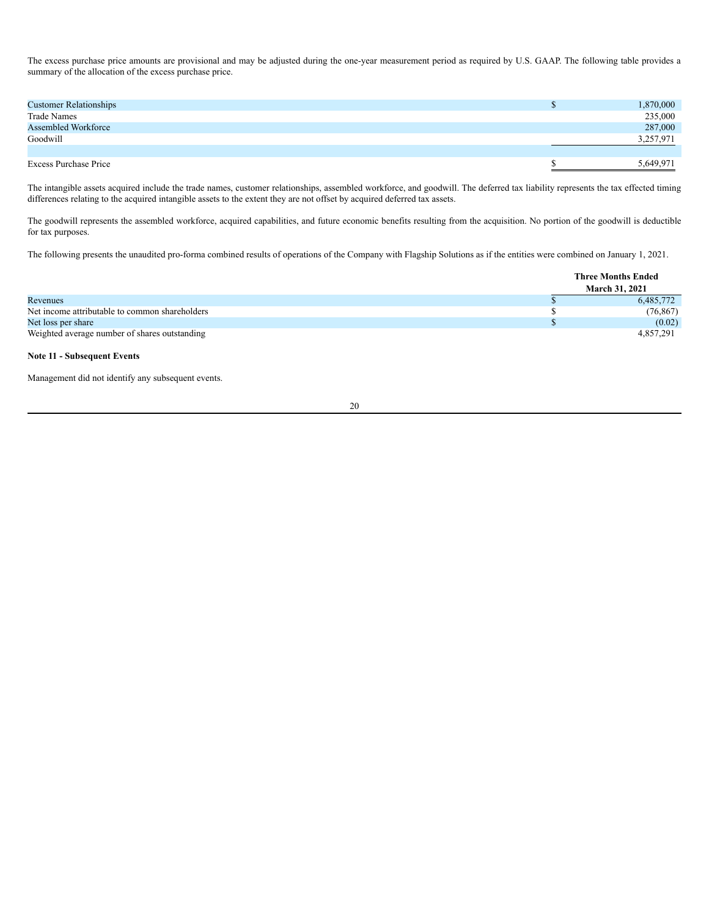The excess purchase price amounts are provisional and may be adjusted during the one-year measurement period as required by U.S. GAAP. The following table provides a summary of the allocation of the excess purchase price.

| | |
|---|---|
| Customer Relationships | $ 1,870,000 |
| Trade Names | 235,000 |
| Assembled Workforce | 287,000 |
| Goodwill | 3,257,971 |
| | |
| Excess Purchase Price | $ 5,649,971 |

The intangible assets acquired include the trade names, customer relationships, assembled workforce, and goodwill. The deferred tax liability represents the tax effected timing differences relating to the acquired intangible assets to the extent they are not offset by acquired deferred tax assets.

The goodwill represents the assembled workforce, acquired capabilities, and future economic benefits resulting from the acquisition. No portion of the goodwill is deductible for tax purposes.

The following presents the unaudited pro-forma combined results of operations of the Company with Flagship Solutions as if the entities were combined on January 1, 2021.

| | Three Months Ended March 31, 2021 |
|---|---|
| Revenues | $ 6,485,772 |
| Net income attributable to common shareholders | $ (76,867) |
| Net loss per share | $ (0.02) |
| Weighted average number of shares outstanding | 4,857,291 |

**Note 11 - Subsequent Events**

Management did not identify any subsequent events.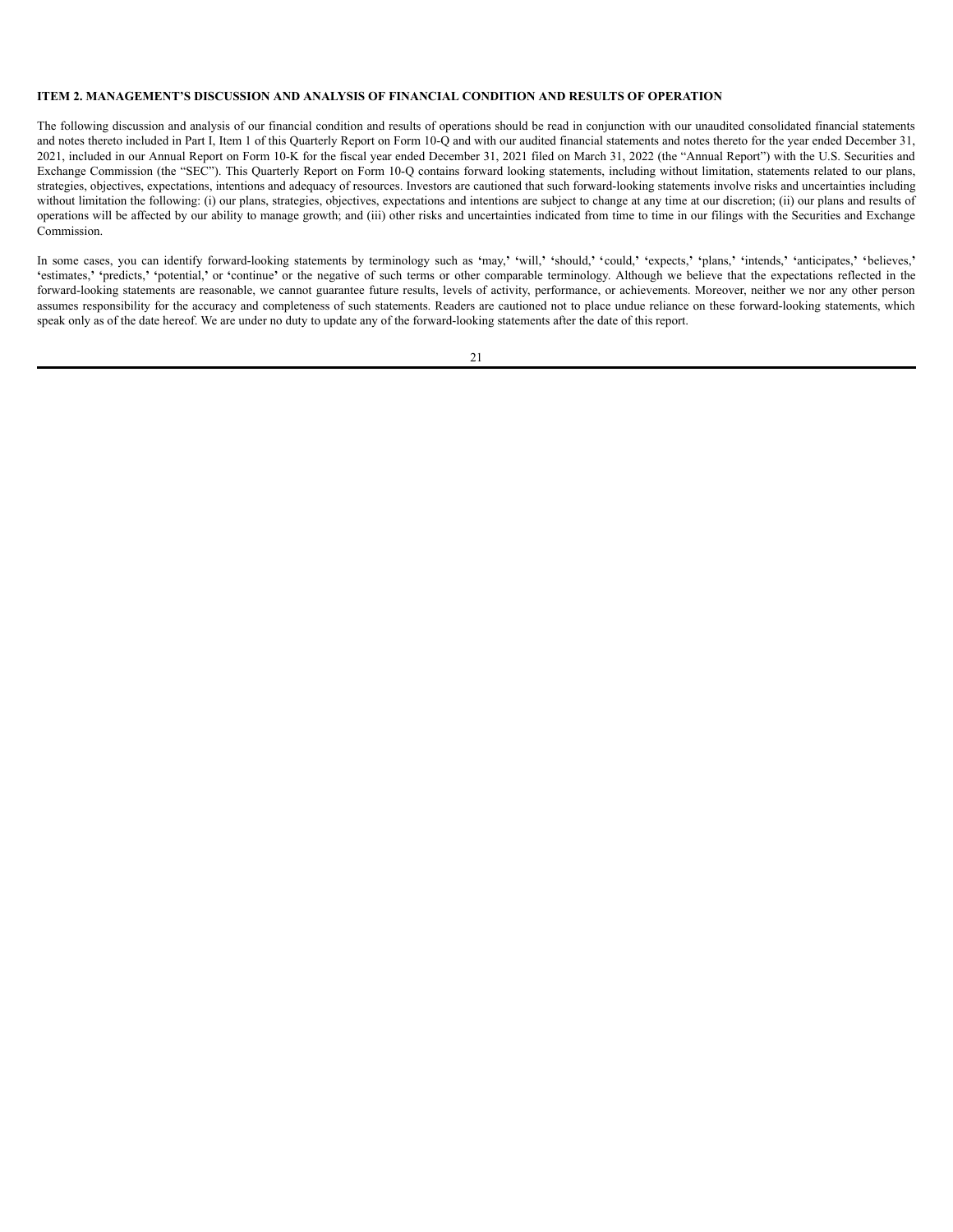**ITEM 2. MANAGEMENT'S DISCUSSION AND ANALYSIS OF FINANCIAL CONDITION AND RESULTS OF OPERATION**

The following discussion and analysis of our financial condition and results of operations should be read in conjunction with our unaudited consolidated financial statements and notes thereto included in Part I, Item 1 of this Quarterly Report on Form 10-Q and with our audited financial statements and notes thereto for the year ended December 31, 2021, included in our Annual Report on Form 10-K for the fiscal year ended December 31, 2021 filed on March 31, 2022 (the "Annual Report") with the U.S. Securities and Exchange Commission (the "SEC"). This Quarterly Report on Form 10-Q contains forward looking statements, including without limitation, statements related to our plans, strategies, objectives, expectations, intentions and adequacy of resources. Investors are cautioned that such forward-looking statements involve risks and uncertainties including without limitation the following: (i) our plans, strategies, objectives, expectations and intentions are subject to change at any time at our discretion; (ii) our plans and results of operations will be affected by our ability to manage growth; and (iii) other risks and uncertainties indicated from time to time in our filings with the Securities and Exchange Commission.

In some cases, you can identify forward-looking statements by terminology such as 'may,' 'will,' 'should,' 'could,' 'expects,' 'plans,' 'intends,' 'anticipates,' 'believes,' 'estimates,' 'predicts,' 'potential,' or 'continue' or the negative of such terms or other comparable terminology. Although we believe that the expectations reflected in the forward-looking statements are reasonable, we cannot guarantee future results, levels of activity, performance, or achievements. Moreover, neither we nor any other person assumes responsibility for the accuracy and completeness of such statements. Readers are cautioned not to place undue reliance on these forward-looking statements, which speak only as of the date hereof. We are under no duty to update any of the forward-looking statements after the date of this report.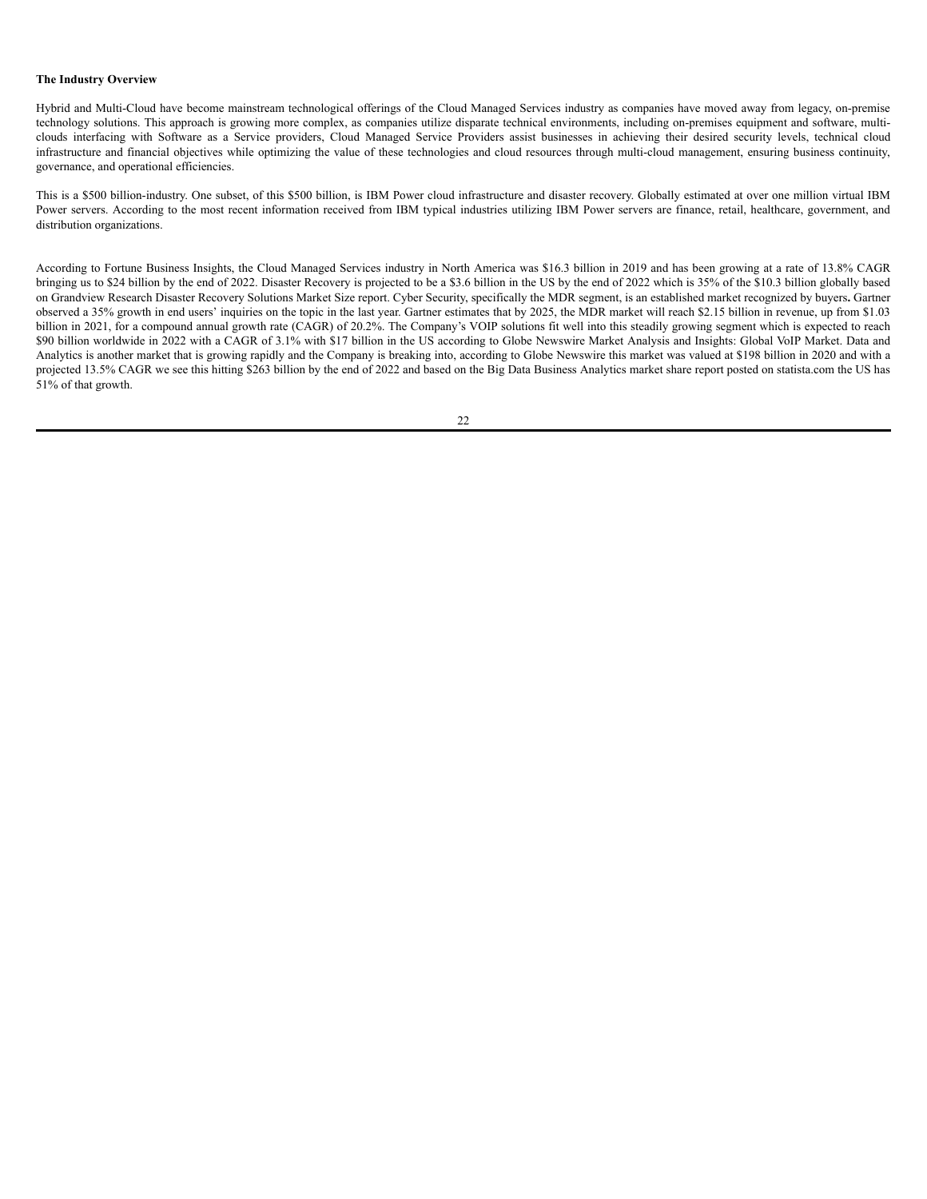**The Industry Overview**

Hybrid and Multi-Cloud have become mainstream technological offerings of the Cloud Managed Services industry as companies have moved away from legacy, on-premise technology solutions. This approach is growing more complex, as companies utilize disparate technical environments, including on-premises equipment and software, multi-clouds interfacing with Software as a Service providers, Cloud Managed Service Providers assist businesses in achieving their desired security levels, technical cloud infrastructure and financial objectives while optimizing the value of these technologies and cloud resources through multi-cloud management, ensuring business continuity, governance, and operational efficiencies.

This is a $500 billion-industry. One subset, of this $500 billion, is IBM Power cloud infrastructure and disaster recovery. Globally estimated at over one million virtual IBM Power servers. According to the most recent information received from IBM typical industries utilizing IBM Power servers are finance, retail, healthcare, government, and distribution organizations.

According to Fortune Business Insights, the Cloud Managed Services industry in North America was $16.3 billion in 2019 and has been growing at a rate of 13.8% CAGR bringing us to $24 billion by the end of 2022. Disaster Recovery is projected to be a $3.6 billion in the US by the end of 2022 which is 35% of the $10.3 billion globally based on Grandview Research Disaster Recovery Solutions Market Size report. Cyber Security, specifically the MDR segment, is an established market recognized by buyers**.** Gartner observed a 35% growth in end users' inquiries on the topic in the last year. Gartner estimates that by 2025, the MDR market will reach $2.15 billion in revenue, up from $1.03 billion in 2021, for a compound annual growth rate (CAGR) of 20.2%. The Company's VOIP solutions fit well into this steadily growing segment which is expected to reach $90 billion worldwide in 2022 with a CAGR of 3.1% with $17 billion in the US according to Globe Newswire Market Analysis and Insights: Global VoIP Market. Data and Analytics is another market that is growing rapidly and the Company is breaking into, according to Globe Newswire this market was valued at $198 billion in 2020 and with a projected 13.5% CAGR we see this hitting $263 billion by the end of 2022 and based on the Big Data Business Analytics market share report posted on statista.com the US has 51% of that growth.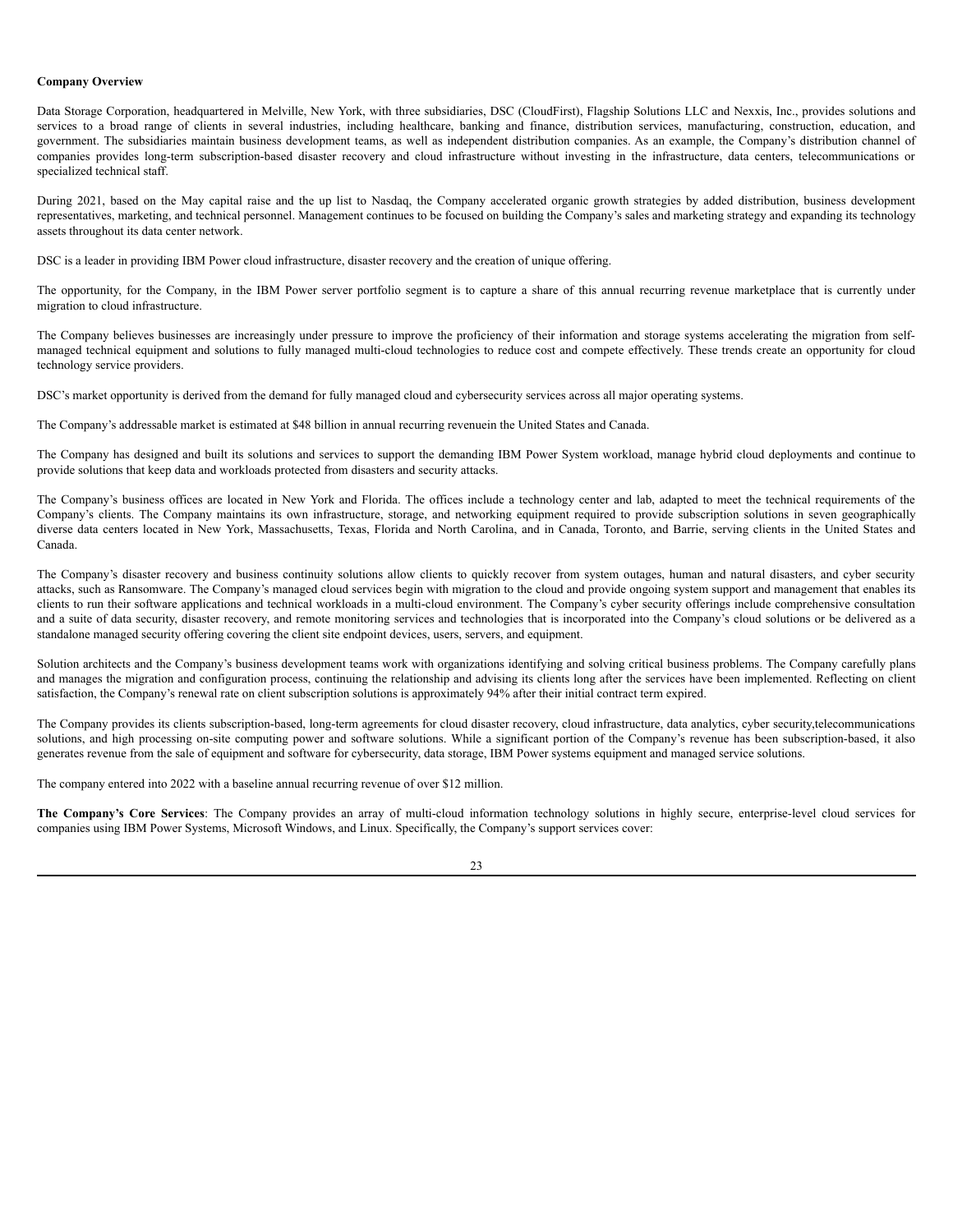**Company Overview**

Data Storage Corporation, headquartered in Melville, New York, with three subsidiaries, DSC (CloudFirst), Flagship Solutions LLC and Nexxis, Inc., provides solutions and services to a broad range of clients in several industries, including healthcare, banking and finance, distribution services, manufacturing, construction, education, and government. The subsidiaries maintain business development teams, as well as independent distribution companies. As an example, the Company's distribution channel of companies provides long-term subscription-based disaster recovery and cloud infrastructure without investing in the infrastructure, data centers, telecommunications or specialized technical staff.

During 2021, based on the May capital raise and the up list to Nasdaq, the Company accelerated organic growth strategies by added distribution, business development representatives, marketing, and technical personnel. Management continues to be focused on building the Company's sales and marketing strategy and expanding its technology assets throughout its data center network.

DSC is a leader in providing IBM Power cloud infrastructure, disaster recovery and the creation of unique offering.

The opportunity, for the Company, in the IBM Power server portfolio segment is to capture a share of this annual recurring revenue marketplace that is currently under migration to cloud infrastructure.

The Company believes businesses are increasingly under pressure to improve the proficiency of their information and storage systems accelerating the migration from self-managed technical equipment and solutions to fully managed multi-cloud technologies to reduce cost and compete effectively. These trends create an opportunity for cloud technology service providers.

DSC's market opportunity is derived from the demand for fully managed cloud and cybersecurity services across all major operating systems.

The Company's addressable market is estimated at $48 billion in annual recurring revenuein the United States and Canada.

The Company has designed and built its solutions and services to support the demanding IBM Power System workload, manage hybrid cloud deployments and continue to provide solutions that keep data and workloads protected from disasters and security attacks.

The Company's business offices are located in New York and Florida. The offices include a technology center and lab, adapted to meet the technical requirements of the Company's clients. The Company maintains its own infrastructure, storage, and networking equipment required to provide subscription solutions in seven geographically diverse data centers located in New York, Massachusetts, Texas, Florida and North Carolina, and in Canada, Toronto, and Barrie, serving clients in the United States and Canada.

The Company's disaster recovery and business continuity solutions allow clients to quickly recover from system outages, human and natural disasters, and cyber security attacks, such as Ransomware. The Company's managed cloud services begin with migration to the cloud and provide ongoing system support and management that enables its clients to run their software applications and technical workloads in a multi-cloud environment. The Company's cyber security offerings include comprehensive consultation and a suite of data security, disaster recovery, and remote monitoring services and technologies that is incorporated into the Company's cloud solutions or be delivered as a standalone managed security offering covering the client site endpoint devices, users, servers, and equipment.

Solution architects and the Company's business development teams work with organizations identifying and solving critical business problems. The Company carefully plans and manages the migration and configuration process, continuing the relationship and advising its clients long after the services have been implemented. Reflecting on client satisfaction, the Company's renewal rate on client subscription solutions is approximately 94% after their initial contract term expired.

The Company provides its clients subscription-based, long-term agreements for cloud disaster recovery, cloud infrastructure, data analytics, cyber security,telecommunications solutions, and high processing on-site computing power and software solutions. While a significant portion of the Company's revenue has been subscription-based, it also generates revenue from the sale of equipment and software for cybersecurity, data storage, IBM Power systems equipment and managed service solutions.

The company entered into 2022 with a baseline annual recurring revenue of over $12 million.

**The Company's Core Services**: The Company provides an array of multi-cloud information technology solutions in highly secure, enterprise-level cloud services for companies using IBM Power Systems, Microsoft Windows, and Linux. Specifically, the Company's support services cover: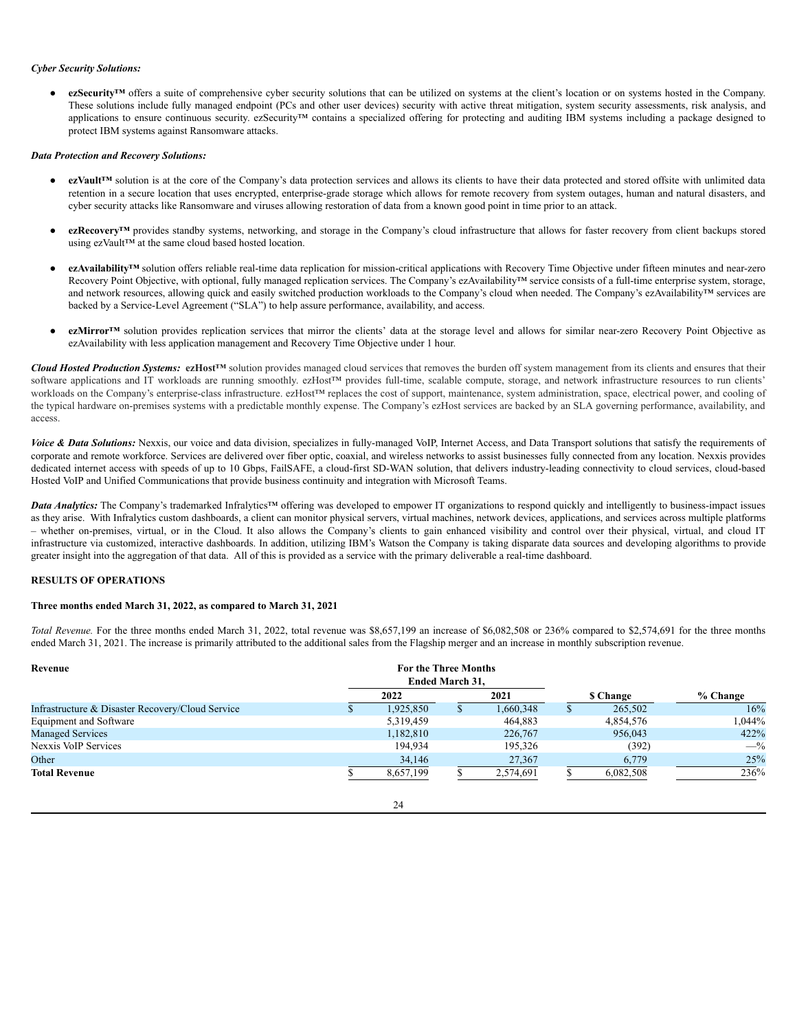***Cyber Security Solutions:***

- **ezSecurity™** offers a suite of comprehensive cyber security solutions that can be utilized on systems at the client's location or on systems hosted in the Company. These solutions include fully managed endpoint (PCs and other user devices) security with active threat mitigation, system security assessments, risk analysis, and applications to ensure continuous security. ezSecurity™ contains a specialized offering for protecting and auditing IBM systems including a package designed to protect IBM systems against Ransomware attacks.

***Data Protection and Recovery Solutions:***

- **ezVault™** solution is at the core of the Company's data protection services and allows its clients to have their data protected and stored offsite with unlimited data retention in a secure location that uses encrypted, enterprise-grade storage which allows for remote recovery from system outages, human and natural disasters, and cyber security attacks like Ransomware and viruses allowing restoration of data from a known good point in time prior to an attack.

- **ezRecovery™** provides standby systems, networking, and storage in the Company's cloud infrastructure that allows for faster recovery from client backups stored using ezVault™ at the same cloud based hosted location.

- **ezAvailability™** solution offers reliable real-time data replication for mission-critical applications with Recovery Time Objective under fifteen minutes and near-zero Recovery Point Objective, with optional, fully managed replication services. The Company's ezAvailability™ service consists of a full-time enterprise system, storage, and network resources, allowing quick and easily switched production workloads to the Company's cloud when needed. The Company's ezAvailability™ services are backed by a Service-Level Agreement ("SLA") to help assure performance, availability, and access.

- **ezMirror™** solution provides replication services that mirror the clients' data at the storage level and allows for similar near-zero Recovery Point Objective as ezAvailability with less application management and Recovery Time Objective under 1 hour.

***Cloud Hosted Production Systems:*** **ezHost™** solution provides managed cloud services that removes the burden off system management from its clients and ensures that their software applications and IT workloads are running smoothly. ezHost™ provides full-time, scalable compute, storage, and network infrastructure resources to run clients' workloads on the Company's enterprise-class infrastructure. ezHost™ replaces the cost of support, maintenance, system administration, space, electrical power, and cooling of the typical hardware on-premises systems with a predictable monthly expense. The Company's ezHost services are backed by an SLA governing performance, availability, and access.

***Voice & Data Solutions:*** Nexxis, our voice and data division, specializes in fully-managed VoIP, Internet Access, and Data Transport solutions that satisfy the requirements of corporate and remote workforce. Services are delivered over fiber optic, coaxial, and wireless networks to assist businesses fully connected from any location. Nexxis provides dedicated internet access with speeds of up to 10 Gbps, FailSAFE, a cloud-first SD-WAN solution, that delivers industry-leading connectivity to cloud services, cloud-based Hosted VoIP and Unified Communications that provide business continuity and integration with Microsoft Teams.

***Data Analytics:*** The Company's trademarked Infralytics™ offering was developed to empower IT organizations to respond quickly and intelligently to business-impact issues as they arise. With Infralytics custom dashboards, a client can monitor physical servers, virtual machines, network devices, applications, and services across multiple platforms – whether on-premises, virtual, or in the Cloud. It also allows the Company's clients to gain enhanced visibility and control over their physical, virtual, and cloud IT infrastructure via customized, interactive dashboards. In addition, utilizing IBM's Watson the Company is taking disparate data sources and developing algorithms to provide greater insight into the aggregation of that data. All of this is provided as a service with the primary deliverable a real-time dashboard.

**RESULTS OF OPERATIONS**

**Three months ended March 31, 2022, as compared to March 31, 2021**

*Total Revenue.* For the three months ended March 31, 2022, total revenue was $8,657,199 an increase of $6,082,508 or 236% compared to $2,574,691 for the three months ended March 31, 2021. The increase is primarily attributed to the additional sales from the Flagship merger and an increase in monthly subscription revenue.

| **Revenue** | **For the Three Months Ended March 31,** | | | |
|---|---|---|---|---|
| | **2022** | **2021** | **$ Change** | **% Change** |
| Infrastructure & Disaster Recovery/Cloud Service | $ 1,925,850 | $ 1,660,348 | $ 265,502 | 16% |
| Equipment and Software | 5,319,459 | 464,883 | 4,854,576 | 1,044% |
| Managed Services | 1,182,810 | 226,767 | 956,043 | 422% |
| Nexxis VoIP Services | 194,934 | 195,326 | (392) | —% |
| Other | 34,146 | 27,367 | 6,779 | 25% |
| **Total Revenue** | $ 8,657,199 | $ 2,574,691 | $ 6,082,508 | 236% |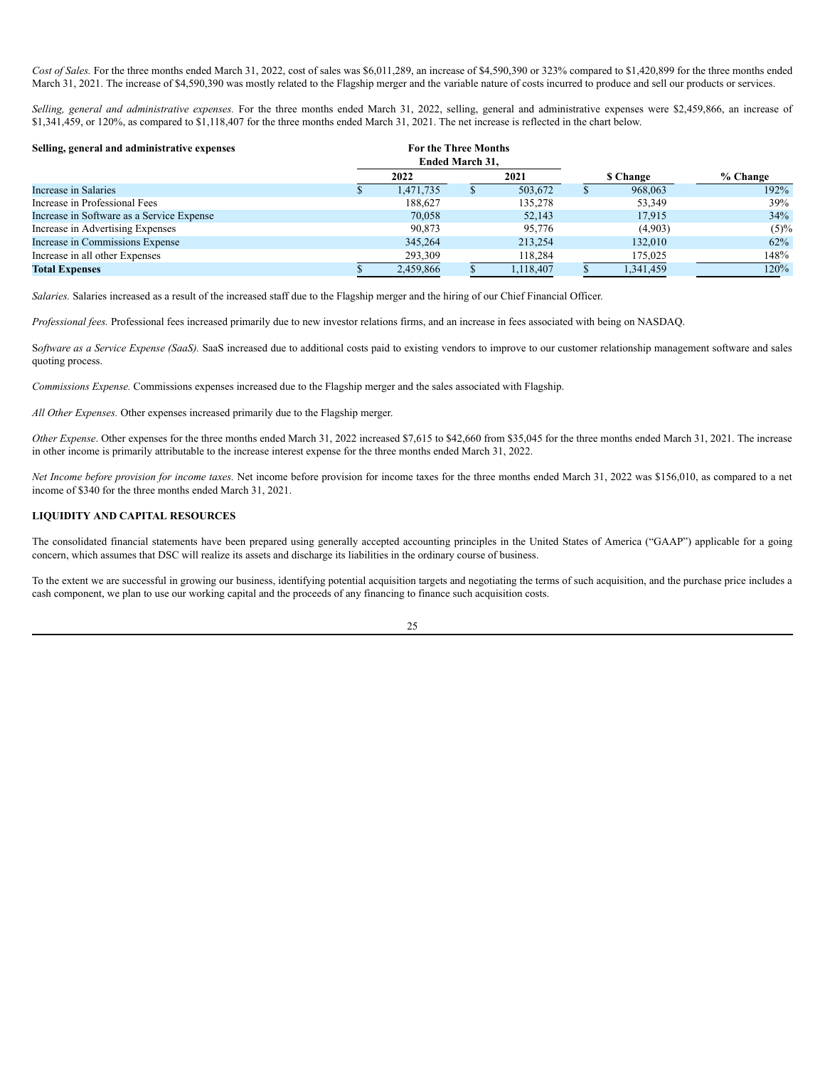*Cost of Sales.* For the three months ended March 31, 2022, cost of sales was $6,011,289, an increase of $4,590,390 or 323% compared to $1,420,899 for the three months ended March 31, 2021. The increase of $4,590,390 was mostly related to the Flagship merger and the variable nature of costs incurred to produce and sell our products or services.

*Selling, general and administrative expenses.* For the three months ended March 31, 2022, selling, general and administrative expenses were $2,459,866, an increase of $1,341,459, or 120%, as compared to $1,118,407 for the three months ended March 31, 2021. The net increase is reflected in the chart below.

| **Selling, general and administrative expenses** | **For the Three Months Ended March 31,** | | | |
|---|---|---|---|---|
| | **2022** | **2021** | **$ Change** | **% Change** |
| Increase in Salaries | $ 1,471,735 | $ 503,672 | $ 968,063 | 192% |
| Increase in Professional Fees | 188,627 | 135,278 | 53,349 | 39% |
| Increase in Software as a Service Expense | 70,058 | 52,143 | 17,915 | 34% |
| Increase in Advertising Expenses | 90,873 | 95,776 | (4,903) | (5)% |
| Increase in Commissions Expense | 345,264 | 213,254 | 132,010 | 62% |
| Increase in all other Expenses | 293,309 | 118,284 | 175,025 | 148% |
| **Total Expenses** | $ 2,459,866 | $ 1,118,407 | $ 1,341,459 | 120% |

*Salaries.* Salaries increased as a result of the increased staff due to the Flagship merger and the hiring of our Chief Financial Officer.

*Professional fees.* Professional fees increased primarily due to new investor relations firms, and an increase in fees associated with being on NASDAQ.

S*oftware as a Service Expense (SaaS).* SaaS increased due to additional costs paid to existing vendors to improve to our customer relationship management software and sales quoting process.

*Commissions Expense.* Commissions expenses increased due to the Flagship merger and the sales associated with Flagship.

*All Other Expenses.* Other expenses increased primarily due to the Flagship merger.

*Other Expense*. Other expenses for the three months ended March 31, 2022 increased $7,615 to $42,660 from $35,045 for the three months ended March 31, 2021. The increase in other income is primarily attributable to the increase interest expense for the three months ended March 31, 2022.

*Net Income before provision for income taxes.* Net income before provision for income taxes for the three months ended March 31, 2022 was $156,010, as compared to a net income of $340 for the three months ended March 31, 2021.

## LIQUIDITY AND CAPITAL RESOURCES

The consolidated financial statements have been prepared using generally accepted accounting principles in the United States of America ("GAAP") applicable for a going concern, which assumes that DSC will realize its assets and discharge its liabilities in the ordinary course of business.

To the extent we are successful in growing our business, identifying potential acquisition targets and negotiating the terms of such acquisition, and the purchase price includes a cash component, we plan to use our working capital and the proceeds of any financing to finance such acquisition costs.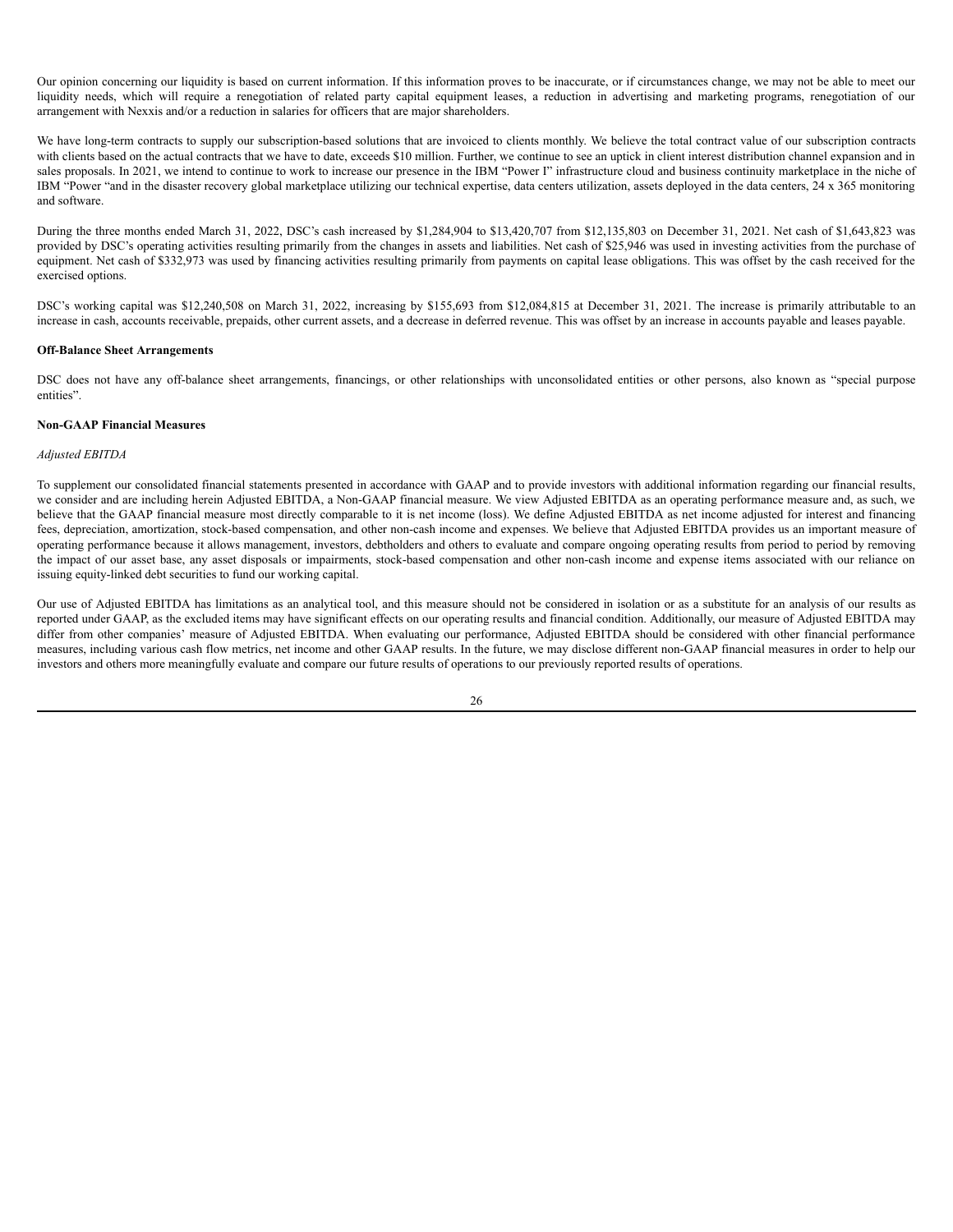Our opinion concerning our liquidity is based on current information. If this information proves to be inaccurate, or if circumstances change, we may not be able to meet our liquidity needs, which will require a renegotiation of related party capital equipment leases, a reduction in advertising and marketing programs, renegotiation of our arrangement with Nexxis and/or a reduction in salaries for officers that are major shareholders.

We have long-term contracts to supply our subscription-based solutions that are invoiced to clients monthly. We believe the total contract value of our subscription contracts with clients based on the actual contracts that we have to date, exceeds $10 million. Further, we continue to see an uptick in client interest distribution channel expansion and in sales proposals. In 2021, we intend to continue to work to increase our presence in the IBM "Power I" infrastructure cloud and business continuity marketplace in the niche of IBM "Power "and in the disaster recovery global marketplace utilizing our technical expertise, data centers utilization, assets deployed in the data centers, 24 x 365 monitoring and software.

During the three months ended March 31, 2022, DSC's cash increased by $1,284,904 to $13,420,707 from $12,135,803 on December 31, 2021. Net cash of $1,643,823 was provided by DSC's operating activities resulting primarily from the changes in assets and liabilities. Net cash of $25,946 was used in investing activities from the purchase of equipment. Net cash of $332,973 was used by financing activities resulting primarily from payments on capital lease obligations. This was offset by the cash received for the exercised options.

DSC's working capital was $12,240,508 on March 31, 2022, increasing by $155,693 from $12,084,815 at December 31, 2021. The increase is primarily attributable to an increase in cash, accounts receivable, prepaids, other current assets, and a decrease in deferred revenue. This was offset by an increase in accounts payable and leases payable.

**Off-Balance Sheet Arrangements**

DSC does not have any off-balance sheet arrangements, financings, or other relationships with unconsolidated entities or other persons, also known as "special purpose entities".

**Non-GAAP Financial Measures**

*Adjusted EBITDA*

To supplement our consolidated financial statements presented in accordance with GAAP and to provide investors with additional information regarding our financial results, we consider and are including herein Adjusted EBITDA, a Non-GAAP financial measure. We view Adjusted EBITDA as an operating performance measure and, as such, we believe that the GAAP financial measure most directly comparable to it is net income (loss). We define Adjusted EBITDA as net income adjusted for interest and financing fees, depreciation, amortization, stock-based compensation, and other non-cash income and expenses. We believe that Adjusted EBITDA provides us an important measure of operating performance because it allows management, investors, debtholders and others to evaluate and compare ongoing operating results from period to period by removing the impact of our asset base, any asset disposals or impairments, stock-based compensation and other non-cash income and expense items associated with our reliance on issuing equity-linked debt securities to fund our working capital.

Our use of Adjusted EBITDA has limitations as an analytical tool, and this measure should not be considered in isolation or as a substitute for an analysis of our results as reported under GAAP, as the excluded items may have significant effects on our operating results and financial condition. Additionally, our measure of Adjusted EBITDA may differ from other companies' measure of Adjusted EBITDA. When evaluating our performance, Adjusted EBITDA should be considered with other financial performance measures, including various cash flow metrics, net income and other GAAP results. In the future, we may disclose different non-GAAP financial measures in order to help our investors and others more meaningfully evaluate and compare our future results of operations to our previously reported results of operations.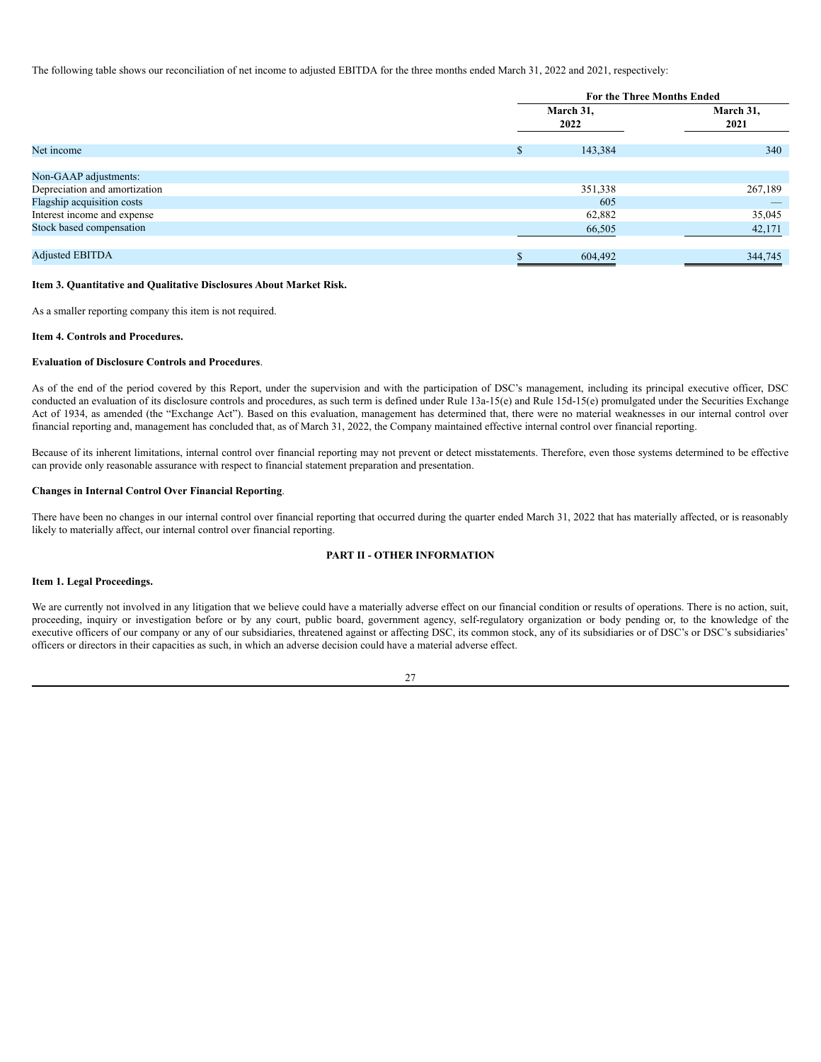The following table shows our reconciliation of net income to adjusted EBITDA for the three months ended March 31, 2022 and 2021, respectively:

| | For the Three Months Ended | |
|---|---|---|
| | March 31, 2022 | March 31, 2021 |
| Net income | $ 143,384 | 340 |
| Non-GAAP adjustments: | | |
| Depreciation and amortization | 351,338 | 267,189 |
| Flagship acquisition costs | 605 | — |
| Interest income and expense | 62,882 | 35,045 |
| Stock based compensation | 66,505 | 42,171 |
| Adjusted EBITDA | $ 604,492 | 344,745 |

**Item 3. Quantitative and Qualitative Disclosures About Market Risk.**

As a smaller reporting company this item is not required.

**Item 4. Controls and Procedures.**

**Evaluation of Disclosure Controls and Procedures**.

As of the end of the period covered by this Report, under the supervision and with the participation of DSC's management, including its principal executive officer, DSC conducted an evaluation of its disclosure controls and procedures, as such term is defined under Rule 13a-15(e) and Rule 15d-15(e) promulgated under the Securities Exchange Act of 1934, as amended (the "Exchange Act"). Based on this evaluation, management has determined that, there were no material weaknesses in our internal control over financial reporting and, management has concluded that, as of March 31, 2022, the Company maintained effective internal control over financial reporting.

Because of its inherent limitations, internal control over financial reporting may not prevent or detect misstatements. Therefore, even those systems determined to be effective can provide only reasonable assurance with respect to financial statement preparation and presentation.

**Changes in Internal Control Over Financial Reporting**.

There have been no changes in our internal control over financial reporting that occurred during the quarter ended March 31, 2022 that has materially affected, or is reasonably likely to materially affect, our internal control over financial reporting.

## PART II - OTHER INFORMATION

**Item 1. Legal Proceedings.**

We are currently not involved in any litigation that we believe could have a materially adverse effect on our financial condition or results of operations. There is no action, suit, proceeding, inquiry or investigation before or by any court, public board, government agency, self-regulatory organization or body pending or, to the knowledge of the executive officers of our company or any of our subsidiaries, threatened against or affecting DSC, its common stock, any of its subsidiaries or of DSC's or DSC's subsidiaries' officers or directors in their capacities as such, in which an adverse decision could have a material adverse effect.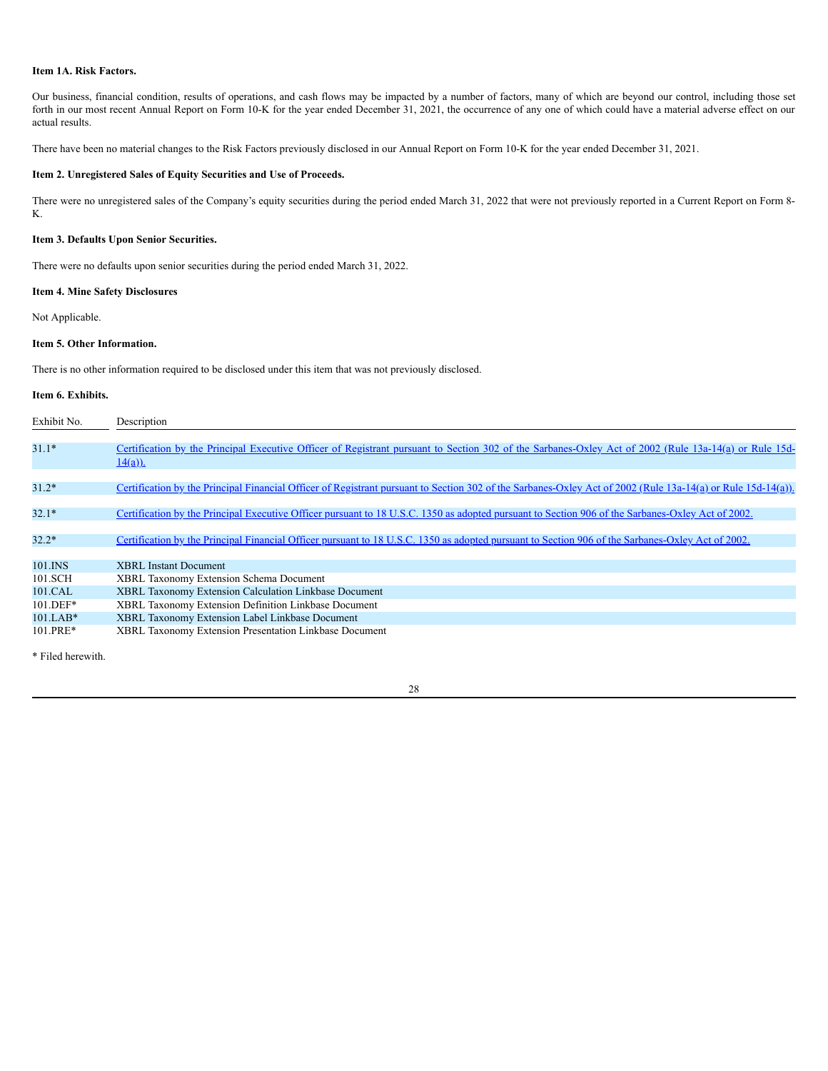**Item 1A. Risk Factors.**

Our business, financial condition, results of operations, and cash flows may be impacted by a number of factors, many of which are beyond our control, including those set forth in our most recent Annual Report on Form 10-K for the year ended December 31, 2021, the occurrence of any one of which could have a material adverse effect on our actual results.

There have been no material changes to the Risk Factors previously disclosed in our Annual Report on Form 10-K for the year ended December 31, 2021.

**Item 2. Unregistered Sales of Equity Securities and Use of Proceeds.**

There were no unregistered sales of the Company's equity securities during the period ended March 31, 2022 that were not previously reported in a Current Report on Form 8-K.

**Item 3. Defaults Upon Senior Securities.**

There were no defaults upon senior securities during the period ended March 31, 2022.

**Item 4. Mine Safety Disclosures**

Not Applicable.

**Item 5. Other Information.**

There is no other information required to be disclosed under this item that was not previously disclosed.

**Item 6. Exhibits.**

| Exhibit No. | Description |
|---|---|
| 31.1* | Certification by the Principal Executive Officer of Registrant pursuant to Section 302 of the Sarbanes-Oxley Act of 2002 (Rule 13a-14(a) or Rule 15d-14(a)). |
| 31.2* | Certification by the Principal Financial Officer of Registrant pursuant to Section 302 of the Sarbanes-Oxley Act of 2002 (Rule 13a-14(a) or Rule 15d-14(a)). |
| 32.1* | Certification by the Principal Executive Officer pursuant to 18 U.S.C. 1350 as adopted pursuant to Section 906 of the Sarbanes-Oxley Act of 2002. |
| 32.2* | Certification by the Principal Financial Officer pursuant to 18 U.S.C. 1350 as adopted pursuant to Section 906 of the Sarbanes-Oxley Act of 2002. |
| 101.INS | XBRL Instant Document |
| 101.SCH | XBRL Taxonomy Extension Schema Document |
| 101.CAL | XBRL Taxonomy Extension Calculation Linkbase Document |
| 101.DEF* | XBRL Taxonomy Extension Definition Linkbase Document |
| 101.LAB* | XBRL Taxonomy Extension Label Linkbase Document |
| 101.PRE* | XBRL Taxonomy Extension Presentation Linkbase Document |

* Filed herewith.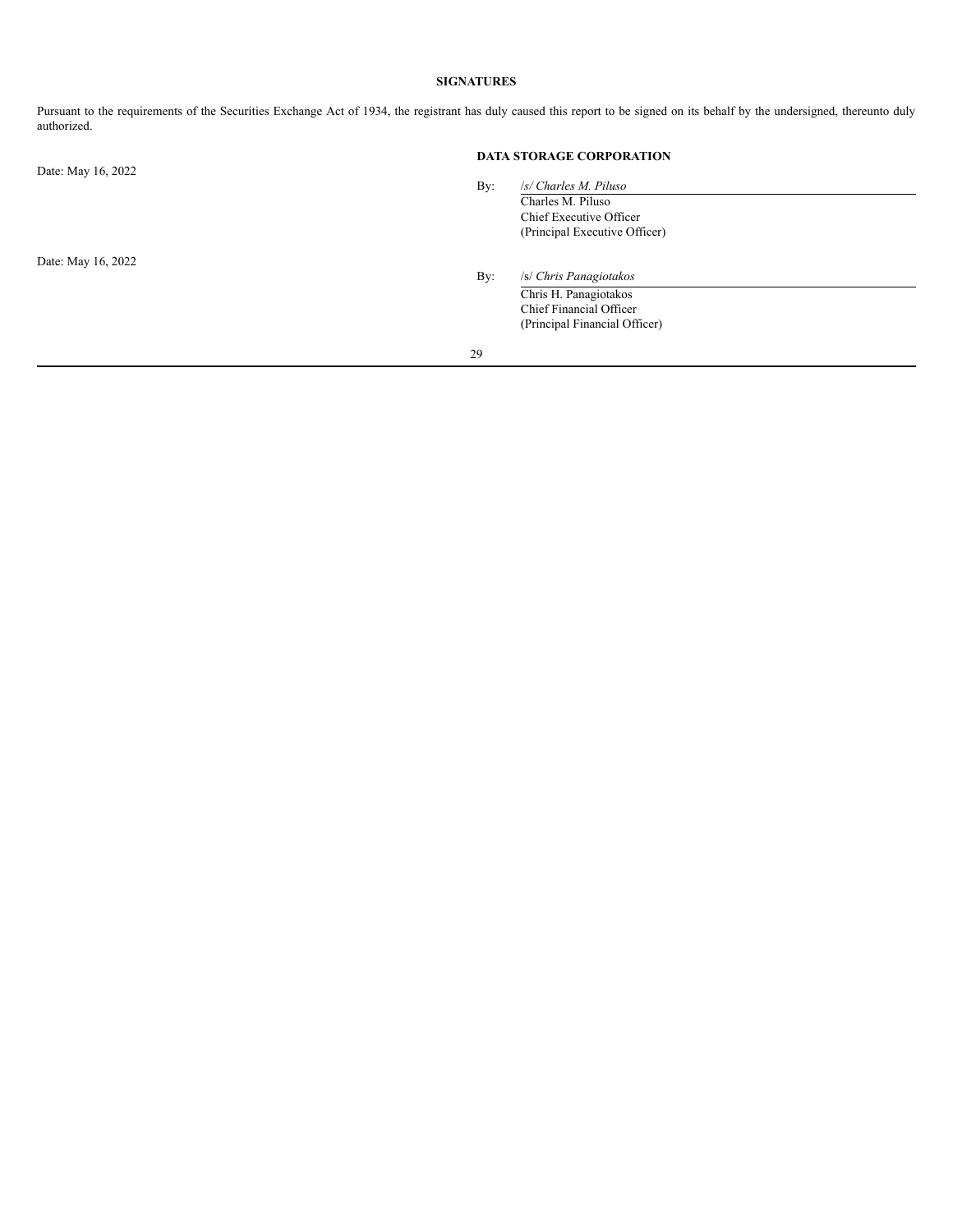## SIGNATURES

Pursuant to the requirements of the Securities Exchange Act of 1934, the registrant has duly caused this report to be signed on its behalf by the undersigned, thereunto duly authorized.

**DATA STORAGE CORPORATION**

Date: May 16, 2022

By: */s/ Charles M. Piluso*
Charles M. Piluso
Chief Executive Officer
(Principal Executive Officer)

Date: May 16, 2022

By: /s/ *Chris Panagiotakos*
Chris H. Panagiotakos
Chief Financial Officer
(Principal Financial Officer)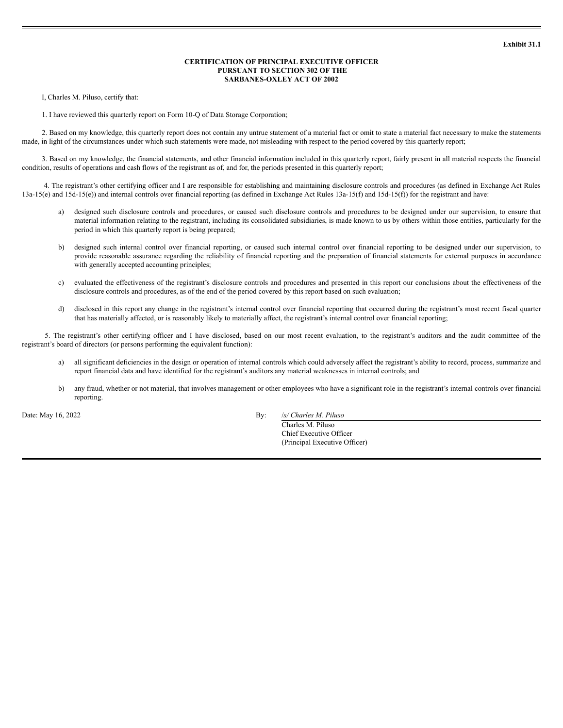**Exhibit 31.1**

**CERTIFICATION OF PRINCIPAL EXECUTIVE OFFICER
PURSUANT TO SECTION 302 OF THE
SARBANES-OXLEY ACT OF 2002**

I, Charles M. Piluso, certify that:

1. I have reviewed this quarterly report on Form 10-Q of Data Storage Corporation;

2. Based on my knowledge, this quarterly report does not contain any untrue statement of a material fact or omit to state a material fact necessary to make the statements made, in light of the circumstances under which such statements were made, not misleading with respect to the period covered by this quarterly report;

3. Based on my knowledge, the financial statements, and other financial information included in this quarterly report, fairly present in all material respects the financial condition, results of operations and cash flows of the registrant as of, and for, the periods presented in this quarterly report;

4. The registrant's other certifying officer and I are responsible for establishing and maintaining disclosure controls and procedures (as defined in Exchange Act Rules 13a-15(e) and 15d-15(e)) and internal controls over financial reporting (as defined in Exchange Act Rules 13a-15(f) and 15d-15(f)) for the registrant and have:

a) designed such disclosure controls and procedures, or caused such disclosure controls and procedures to be designed under our supervision, to ensure that material information relating to the registrant, including its consolidated subsidiaries, is made known to us by others within those entities, particularly for the period in which this quarterly report is being prepared;

b) designed such internal control over financial reporting, or caused such internal control over financial reporting to be designed under our supervision, to provide reasonable assurance regarding the reliability of financial reporting and the preparation of financial statements for external purposes in accordance with generally accepted accounting principles;

c) evaluated the effectiveness of the registrant's disclosure controls and procedures and presented in this report our conclusions about the effectiveness of the disclosure controls and procedures, as of the end of the period covered by this report based on such evaluation;

d) disclosed in this report any change in the registrant's internal control over financial reporting that occurred during the registrant's most recent fiscal quarter that has materially affected, or is reasonably likely to materially affect, the registrant's internal control over financial reporting;

5. The registrant's other certifying officer and I have disclosed, based on our most recent evaluation, to the registrant's auditors and the audit committee of the registrant's board of directors (or persons performing the equivalent function):

a) all significant deficiencies in the design or operation of internal controls which could adversely affect the registrant's ability to record, process, summarize and report financial data and have identified for the registrant's auditors any material weaknesses in internal controls; and

b) any fraud, whether or not material, that involves management or other employees who have a significant role in the registrant's internal controls over financial reporting.

Date: May 16, 2022

By: */s/ Charles M. Piluso*
Charles M. Piluso
Chief Executive Officer
(Principal Executive Officer)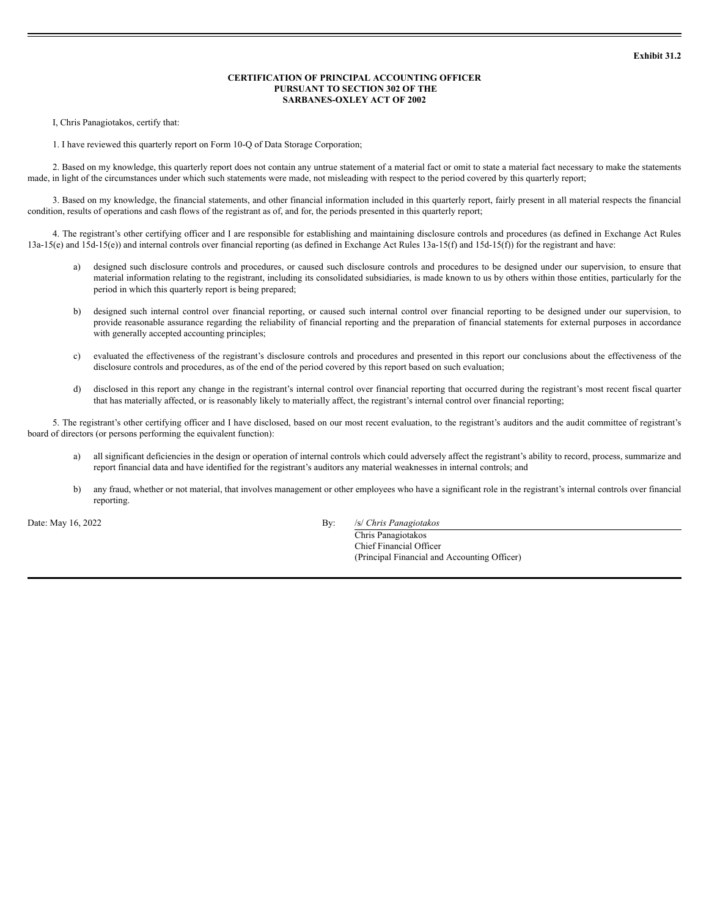**Exhibit 31.2**

**CERTIFICATION OF PRINCIPAL ACCOUNTING OFFICER**
**PURSUANT TO SECTION 302 OF THE**
**SARBANES-OXLEY ACT OF 2002**

I, Chris Panagiotakos, certify that:

1. I have reviewed this quarterly report on Form 10-Q of Data Storage Corporation;

2. Based on my knowledge, this quarterly report does not contain any untrue statement of a material fact or omit to state a material fact necessary to make the statements made, in light of the circumstances under which such statements were made, not misleading with respect to the period covered by this quarterly report;

3. Based on my knowledge, the financial statements, and other financial information included in this quarterly report, fairly present in all material respects the financial condition, results of operations and cash flows of the registrant as of, and for, the periods presented in this quarterly report;

4. The registrant's other certifying officer and I are responsible for establishing and maintaining disclosure controls and procedures (as defined in Exchange Act Rules 13a-15(e) and 15d-15(e)) and internal controls over financial reporting (as defined in Exchange Act Rules 13a-15(f) and 15d-15(f)) for the registrant and have:

a) designed such disclosure controls and procedures, or caused such disclosure controls and procedures to be designed under our supervision, to ensure that material information relating to the registrant, including its consolidated subsidiaries, is made known to us by others within those entities, particularly for the period in which this quarterly report is being prepared;

b) designed such internal control over financial reporting, or caused such internal control over financial reporting to be designed under our supervision, to provide reasonable assurance regarding the reliability of financial reporting and the preparation of financial statements for external purposes in accordance with generally accepted accounting principles;

c) evaluated the effectiveness of the registrant's disclosure controls and procedures and presented in this report our conclusions about the effectiveness of the disclosure controls and procedures, as of the end of the period covered by this report based on such evaluation;

d) disclosed in this report any change in the registrant's internal control over financial reporting that occurred during the registrant's most recent fiscal quarter that has materially affected, or is reasonably likely to materially affect, the registrant's internal control over financial reporting;

5. The registrant's other certifying officer and I have disclosed, based on our most recent evaluation, to the registrant's auditors and the audit committee of registrant's board of directors (or persons performing the equivalent function):

a) all significant deficiencies in the design or operation of internal controls which could adversely affect the registrant's ability to record, process, summarize and report financial data and have identified for the registrant's auditors any material weaknesses in internal controls; and

b) any fraud, whether or not material, that involves management or other employees who have a significant role in the registrant's internal controls over financial reporting.

Date: May 16, 2022

By: /s/ *Chris Panagiotakos*
Chris Panagiotakos
Chief Financial Officer
(Principal Financial and Accounting Officer)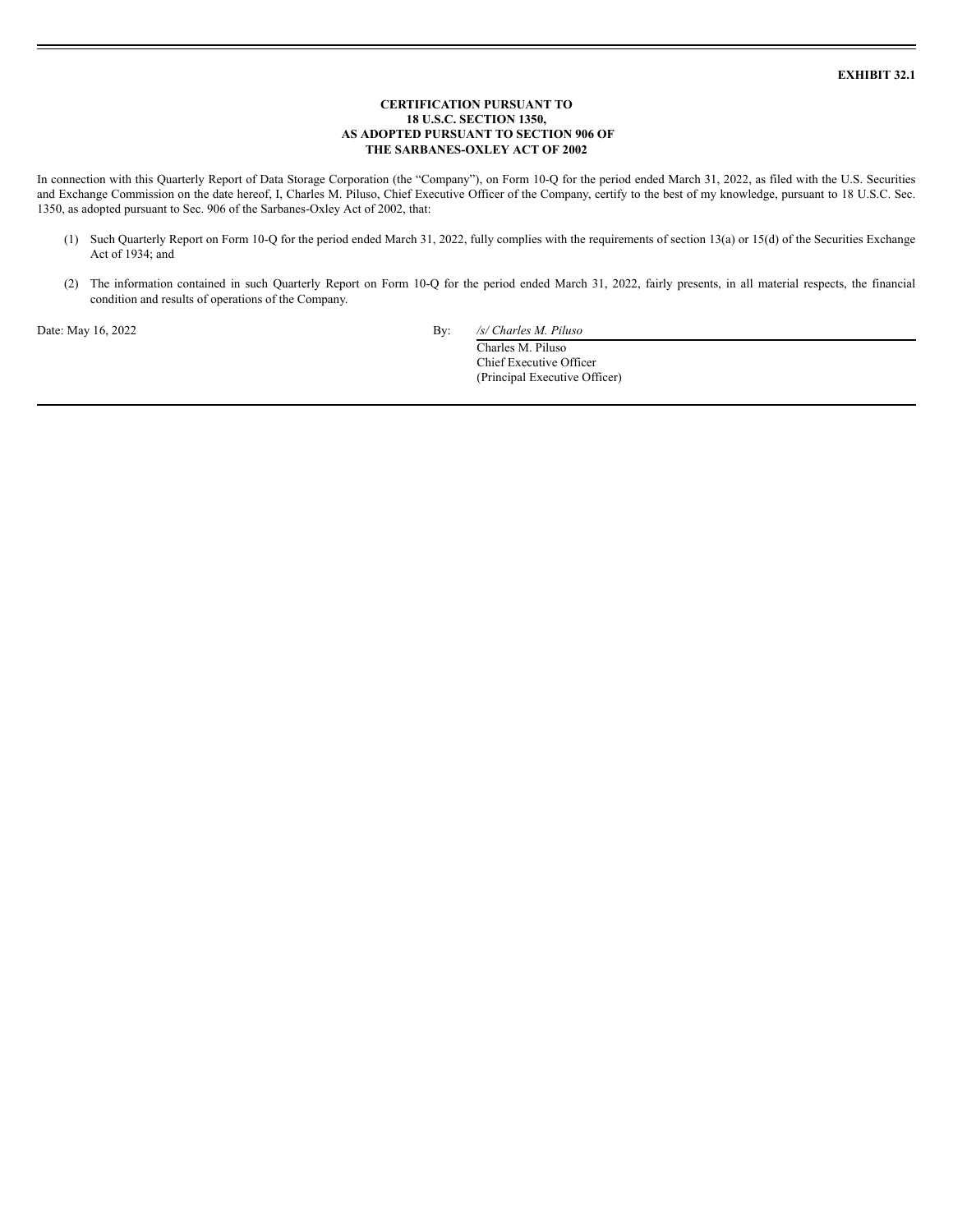**EXHIBIT 32.1**

**CERTIFICATION PURSUANT TO**
**18 U.S.C. SECTION 1350,**
**AS ADOPTED PURSUANT TO SECTION 906 OF**
**THE SARBANES-OXLEY ACT OF 2002**

In connection with this Quarterly Report of Data Storage Corporation (the "Company"), on Form 10-Q for the period ended March 31, 2022, as filed with the U.S. Securities and Exchange Commission on the date hereof, I, Charles M. Piluso, Chief Executive Officer of the Company, certify to the best of my knowledge, pursuant to 18 U.S.C. Sec. 1350, as adopted pursuant to Sec. 906 of the Sarbanes-Oxley Act of 2002, that:

(1) Such Quarterly Report on Form 10-Q for the period ended March 31, 2022, fully complies with the requirements of section 13(a) or 15(d) of the Securities Exchange Act of 1934; and

(2) The information contained in such Quarterly Report on Form 10-Q for the period ended March 31, 2022, fairly presents, in all material respects, the financial condition and results of operations of the Company.

Date: May 16, 2022

By: */s/ Charles M. Piluso*
Charles M. Piluso
Chief Executive Officer
(Principal Executive Officer)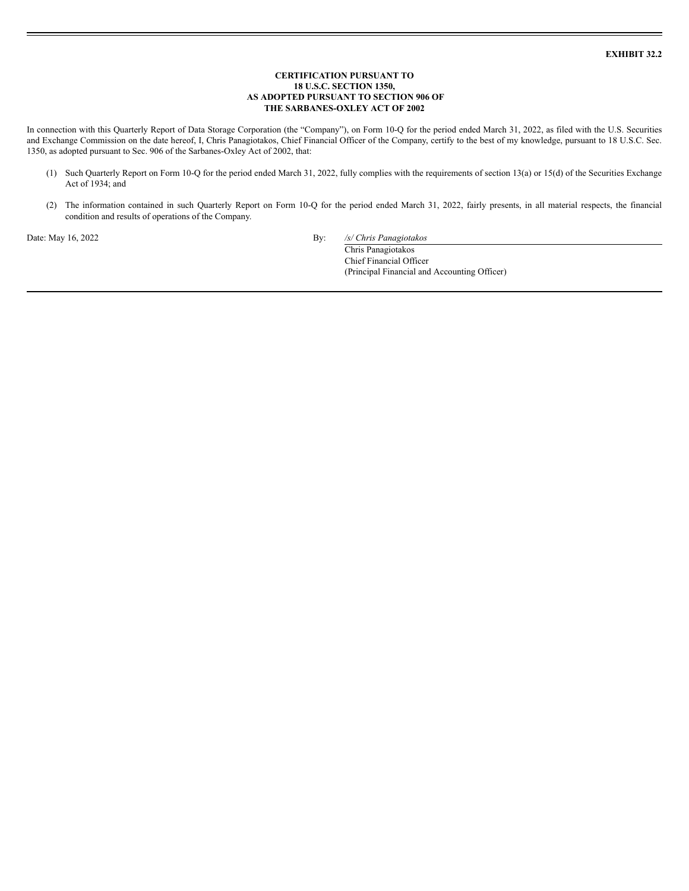**EXHIBIT 32.2**

**CERTIFICATION PURSUANT TO**
**18 U.S.C. SECTION 1350,**
**AS ADOPTED PURSUANT TO SECTION 906 OF**
**THE SARBANES-OXLEY ACT OF 2002**

In connection with this Quarterly Report of Data Storage Corporation (the "Company"), on Form 10-Q for the period ended March 31, 2022, as filed with the U.S. Securities and Exchange Commission on the date hereof, I, Chris Panagiotakos, Chief Financial Officer of the Company, certify to the best of my knowledge, pursuant to 18 U.S.C. Sec. 1350, as adopted pursuant to Sec. 906 of the Sarbanes-Oxley Act of 2002, that:

(1) Such Quarterly Report on Form 10-Q for the period ended March 31, 2022, fully complies with the requirements of section 13(a) or 15(d) of the Securities Exchange Act of 1934; and

(2) The information contained in such Quarterly Report on Form 10-Q for the period ended March 31, 2022, fairly presents, in all material respects, the financial condition and results of operations of the Company.

Date: May 16, 2022

By: */s/ Chris Panagiotakos*
Chris Panagiotakos
Chief Financial Officer
(Principal Financial and Accounting Officer)